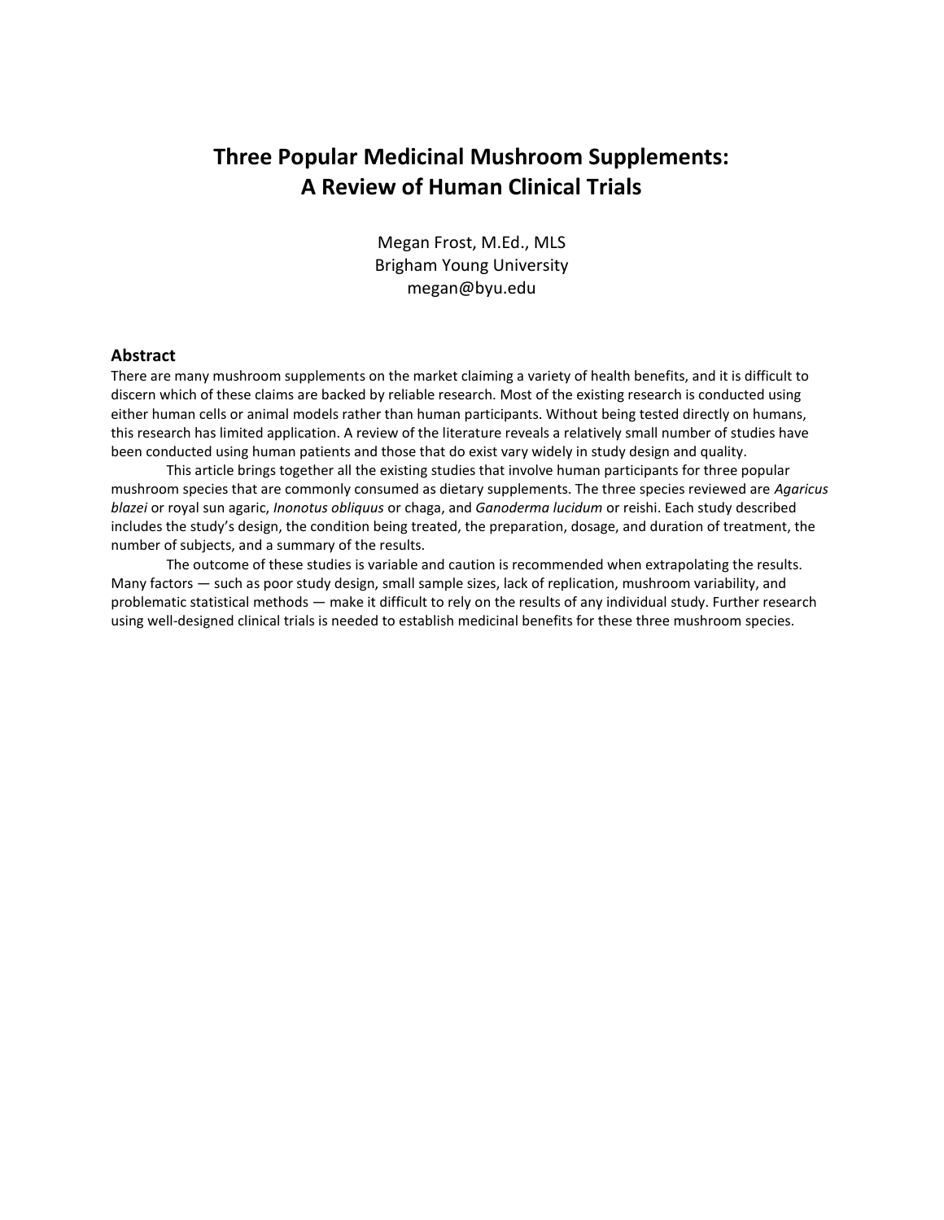# Three Popular Medicinal Mushroom Supplements: A Review of Human Clinical Trials

Megan Frost, M.Ed., MLS
Brigham Young University
megan@byu.edu

## Abstract

There are many mushroom supplements on the market claiming a variety of health benefits, and it is difficult to discern which of these claims are backed by reliable research. Most of the existing research is conducted using either human cells or animal models rather than human participants. Without being tested directly on humans, this research has limited application. A review of the literature reveals a relatively small number of studies have been conducted using human patients and those that do exist vary widely in study design and quality.

This article brings together all the existing studies that involve human participants for three popular mushroom species that are commonly consumed as dietary supplements. The three species reviewed are *Agaricus blazei* or royal sun agaric, *Inonotus obliquus* or chaga, and *Ganoderma lucidum* or reishi. Each study described includes the study's design, the condition being treated, the preparation, dosage, and duration of treatment, the number of subjects, and a summary of the results.

The outcome of these studies is variable and caution is recommended when extrapolating the results. Many factors — such as poor study design, small sample sizes, lack of replication, mushroom variability, and problematic statistical methods — make it difficult to rely on the results of any individual study. Further research using well-designed clinical trials is needed to establish medicinal benefits for these three mushroom species.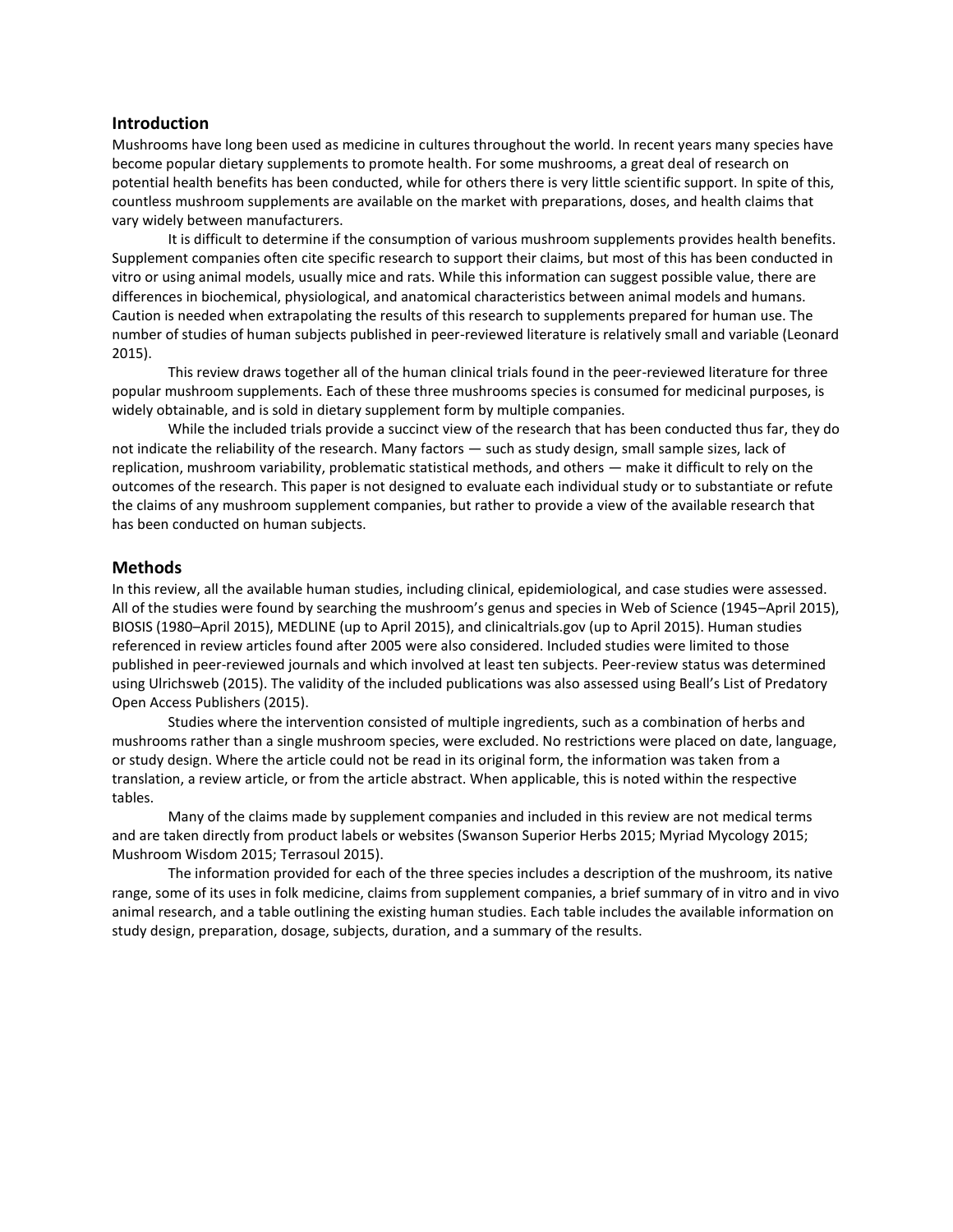## Introduction

Mushrooms have long been used as medicine in cultures throughout the world. In recent years many species have become popular dietary supplements to promote health. For some mushrooms, a great deal of research on potential health benefits has been conducted, while for others there is very little scientific support. In spite of this, countless mushroom supplements are available on the market with preparations, doses, and health claims that vary widely between manufacturers.

It is difficult to determine if the consumption of various mushroom supplements provides health benefits. Supplement companies often cite specific research to support their claims, but most of this has been conducted in vitro or using animal models, usually mice and rats. While this information can suggest possible value, there are differences in biochemical, physiological, and anatomical characteristics between animal models and humans. Caution is needed when extrapolating the results of this research to supplements prepared for human use. The number of studies of human subjects published in peer-reviewed literature is relatively small and variable (Leonard 2015).

This review draws together all of the human clinical trials found in the peer-reviewed literature for three popular mushroom supplements. Each of these three mushrooms species is consumed for medicinal purposes, is widely obtainable, and is sold in dietary supplement form by multiple companies.

While the included trials provide a succinct view of the research that has been conducted thus far, they do not indicate the reliability of the research. Many factors — such as study design, small sample sizes, lack of replication, mushroom variability, problematic statistical methods, and others — make it difficult to rely on the outcomes of the research. This paper is not designed to evaluate each individual study or to substantiate or refute the claims of any mushroom supplement companies, but rather to provide a view of the available research that has been conducted on human subjects.

## Methods

In this review, all the available human studies, including clinical, epidemiological, and case studies were assessed. All of the studies were found by searching the mushroom's genus and species in Web of Science (1945–April 2015), BIOSIS (1980–April 2015), MEDLINE (up to April 2015), and clinicaltrials.gov (up to April 2015). Human studies referenced in review articles found after 2005 were also considered. Included studies were limited to those published in peer-reviewed journals and which involved at least ten subjects. Peer-review status was determined using Ulrichsweb (2015). The validity of the included publications was also assessed using Beall's List of Predatory Open Access Publishers (2015).

Studies where the intervention consisted of multiple ingredients, such as a combination of herbs and mushrooms rather than a single mushroom species, were excluded. No restrictions were placed on date, language, or study design. Where the article could not be read in its original form, the information was taken from a translation, a review article, or from the article abstract. When applicable, this is noted within the respective tables.

Many of the claims made by supplement companies and included in this review are not medical terms and are taken directly from product labels or websites (Swanson Superior Herbs 2015; Myriad Mycology 2015; Mushroom Wisdom 2015; Terrasoul 2015).

The information provided for each of the three species includes a description of the mushroom, its native range, some of its uses in folk medicine, claims from supplement companies, a brief summary of in vitro and in vivo animal research, and a table outlining the existing human studies. Each table includes the available information on study design, preparation, dosage, subjects, duration, and a summary of the results.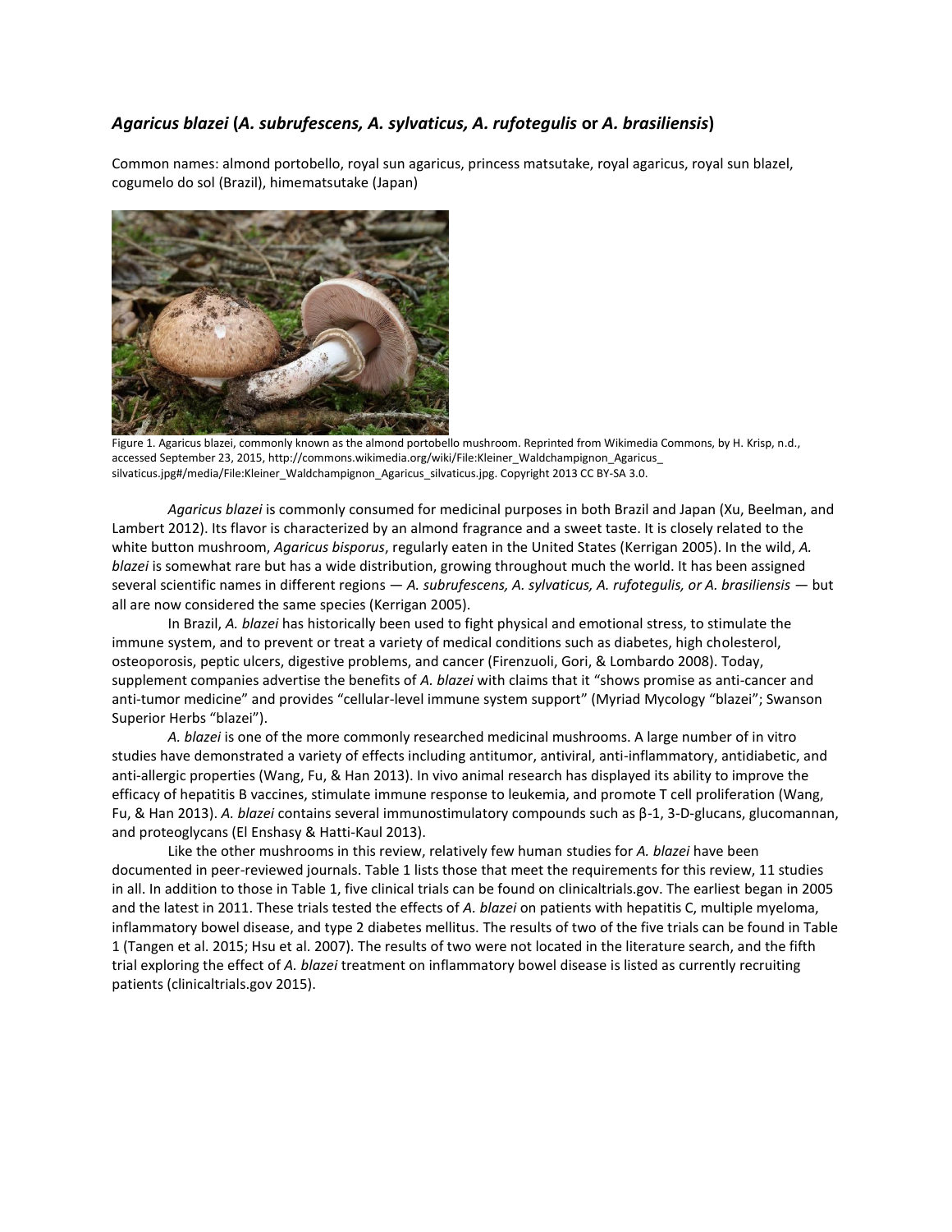## *Agaricus blazei* (*A. subrufescens, A. sylvaticus, A. rufotegulis* or *A. brasiliensis*)

Common names: almond portobello, royal sun agaricus, princess matsutake, royal agaricus, royal sun blazel, cogumelo do sol (Brazil), himematsutake (Japan)

Figure 1. Agaricus blazei, commonly known as the almond portobello mushroom. Reprinted from Wikimedia Commons, by H. Krisp, n.d., accessed September 23, 2015, http://commons.wikimedia.org/wiki/File:Kleiner_Waldchampignon_Agaricus_silvaticus.jpg#/media/File:Kleiner_Waldchampignon_Agaricus_silvaticus.jpg. Copyright 2013 CC BY-SA 3.0.

*Agaricus blazei* is commonly consumed for medicinal purposes in both Brazil and Japan (Xu, Beelman, and Lambert 2012). Its flavor is characterized by an almond fragrance and a sweet taste. It is closely related to the white button mushroom, *Agaricus bisporus*, regularly eaten in the United States (Kerrigan 2005). In the wild, *A. blazei* is somewhat rare but has a wide distribution, growing throughout much the world. It has been assigned several scientific names in different regions — *A. subrufescens, A. sylvaticus, A. rufotegulis, or A. brasiliensis* — but all are now considered the same species (Kerrigan 2005).

In Brazil, *A. blazei* has historically been used to fight physical and emotional stress, to stimulate the immune system, and to prevent or treat a variety of medical conditions such as diabetes, high cholesterol, osteoporosis, peptic ulcers, digestive problems, and cancer (Firenzuoli, Gori, & Lombardo 2008). Today, supplement companies advertise the benefits of *A. blazei* with claims that it "shows promise as anti-cancer and anti-tumor medicine" and provides "cellular-level immune system support" (Myriad Mycology "blazei"; Swanson Superior Herbs "blazei").

*A. blazei* is one of the more commonly researched medicinal mushrooms. A large number of in vitro studies have demonstrated a variety of effects including antitumor, antiviral, anti-inflammatory, antidiabetic, and anti-allergic properties (Wang, Fu, & Han 2013). In vivo animal research has displayed its ability to improve the efficacy of hepatitis B vaccines, stimulate immune response to leukemia, and promote T cell proliferation (Wang, Fu, & Han 2013). *A. blazei* contains several immunostimulatory compounds such as β-1, 3-D-glucans, glucomannan, and proteoglycans (El Enshasy & Hatti-Kaul 2013).

Like the other mushrooms in this review, relatively few human studies for *A. blazei* have been documented in peer-reviewed journals. Table 1 lists those that meet the requirements for this review, 11 studies in all. In addition to those in Table 1, five clinical trials can be found on clinicaltrials.gov. The earliest began in 2005 and the latest in 2011. These trials tested the effects of *A. blazei* on patients with hepatitis C, multiple myeloma, inflammatory bowel disease, and type 2 diabetes mellitus. The results of two of the five trials can be found in Table 1 (Tangen et al. 2015; Hsu et al. 2007). The results of two were not located in the literature search, and the fifth trial exploring the effect of *A. blazei* treatment on inflammatory bowel disease is listed as currently recruiting patients (clinicaltrials.gov 2015).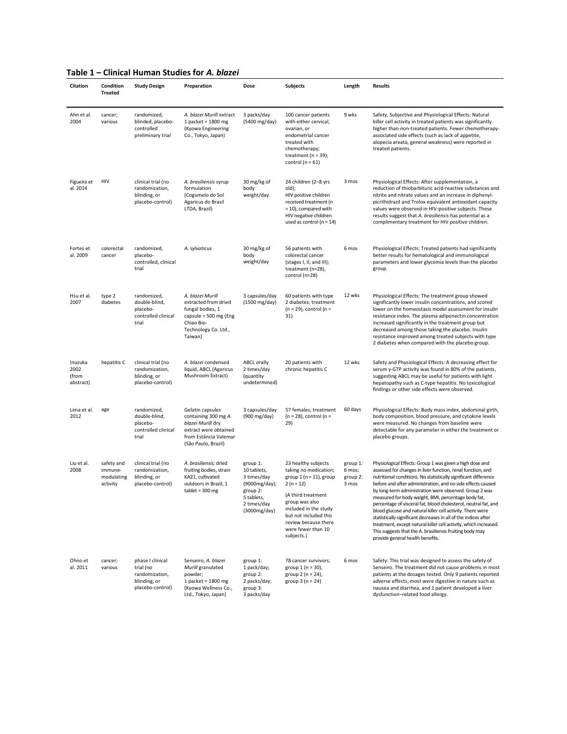## Table 1 – Clinical Human Studies for *A. blazei*

| Citation | Condition Treated | Study Design | Preparation | Dose | Subjects | Length | Results |
|---|---|---|---|---|---|---|---|
| Ahn et al. 2004 | cancer; various | randomized, blinded, placebo-controlled preliminary trial | *A. blazei Murill* extract 1 packet = 1800 mg (Kyowa Engineering Co., Tokyo, Japan) | 3 packs/day (5400 mg/day) | 100 cancer patients with either cervical, ovarian, or endometrial cancer treated with chemotherapy; treatment (n = 39); control (n = 61) | 9 wks | Safety, Subjective and Physiological Effects: Natural killer cell activity in treated patients was significantly higher than non-treated patients. Fewer chemotherapy-associated side effects (such as lack of appetite, alopecia areata, general weakness) were reported in treated patients. |
| Figueira et al. 2014 | HIV | clinical trial (no randomization, blinding, or placebo-control) | *A. brasiliensis* syrup formulation (Cogumelo do Sol Agaricus do Brasil LTDA, Brazil) | 30 mg/kg of body weight/day | 24 children (2–8 yrs old); HIV positive children received treatment (n = 10), compared with HIV negative children used as control (n = 14) | 3 mos | Physiological Effects: After supplementation, a reduction of thiobarbituric acid-reactive substances and nitrite and nitrate values and an increase in diphenyl-picrilhidrazil and Trolox equivalent antioxidant capacity values were observed in HIV-positive subjects. These results suggest that *A. brasiliensis* has potential as a complimentary treatment for HIV positive children. |
| Fortes et al. 2009 | colorectal cancer | randomized, placebo-controlled, clinical trial | *A. sylvaticus* | 30 mg/kg of body weight/day | 56 patients with colorectal cancer (stages I, II, and III); treatment (n=28), control (n=28) | 6 mos | Physiological Effects: Treated patients had significantly better results for hematological and immunological parameters and lower glycemia levels than the placebo group. |
| Hsu et al. 2007 | type 2 diabetes | randomized, double-blind, placebo-controlled clinical trial | *A. blazei Murill* extracted from dried fungal bodies, 1 capsule = 500 mg (Eng Chiao Bio-Technology Co. Ltd., Taiwan) | 3 capsules/day (1500 mg/day) | 60 patients with type 2 diabetes; treatment (n = 29), control (n = 31) | 12 wks | Physiological Effects: The treatment group showed significantly lower insulin concentrations, and scored lower on the homeostasis model assessment for insulin resistance index. The plasma adiponectin concentration increased significantly in the treatment group but decreased among those taking the placebo. Insulin resistance improved among treated subjects with type 2 diabetes when compared with the placebo group. |
| Inuzuka 2002 (from abstract) | hepatitis C | clinical trial (no randomization, blinding, or placebo-control) | *A. blazei* condensed liquid, ABCL (Agaricus Mushroom Extract) | ABCL orally 2 times/day (quantity undetermined) | 20 patients with chronic hepatitis C | 12 wks | Safety and Physiological Effects: A decreasing effect for serum γ-GTP activity was found in 80% of the patients, suggesting ABCL may be useful for patients with light hepatopathy such as C-type hepatitis. No toxicological findings or other side effects were observed. |
| Lima et al. 2012 | age | randomized, double-blind, placebo-controlled clinical trial | Gelatin capsules containing 300 mg *A. blazei Murill* dry extract were obtained from Estância Valemar (São Paulo, Brazil) | 3 capsules/day (900 mg/day) | 57 females; treatment (n = 28), control (n = 29) | 60 days | Physiological Effects: Body mass index, abdominal girth, body composition, blood pressure, and cytokine levels were measured. No changes from baseline were detectable for any parameter in either the treatment or placebo groups. |
| Liu et al. 2008 | safety and immune-modulating activity | clinical trial (no randomization, blinding, or placebo-control) | *A. brasiliensis;* dried fruiting bodies, strain KA21, cultivated outdoors in Brazil, 1 tablet = 300 mg | group 1: 10 tablets, 3 times/day (9000mg/day); group 2: 5 tablets, 2 times/day (3000mg/day) | 23 healthy subjects taking no medication; group 1 (n = 11), group 2 (n = 12) (A third treatment group was also included in the study but not included this review because there were fewer than 10 subjects.) | group 1: 6 mos; group 2: 3 mos | Physiological Effects: Group 1 was given a high dose and assessed for changes in liver function, renal function, and nutritional conditions. No statistically significant difference before and after administration, and no side effects caused by long-term administration were observed. Group 2 was measured for body weight, BMI, percentage body fat, percentage of visceral fat, blood cholesterol, neutral fat, and blood glucose and natural killer cell activity. There were statistically significant decreases in all of the indices after treatment, except natural killer cell activity, which increased. This suggests that the A. brasiliensis fruiting body may provide general health benefits. |
| Ohno et al. 2011 | cancer; various | phase I clinical trial (no randomization, blinding, or placebo-control) | Senseiro, *A. blazei Murill* granulated powder; 1 packet = 1800 mg (Kyowa Wellness Co., Ltd., Tokyo, Japan) | group 1: 1 pack/day; group 2: 2 packs/day; group 3: 3 packs/day | 78 cancer survivors; group 1 (n = 30), group 2 (n = 24), group 3 (n = 24) | 6 mos | Safety: This trial was designed to assess the safety of Senseiro. The treatment did not cause problems in most patients at the dosages tested. Only 9 patients reported adverse effects, most were digestive in nature such as nausea and diarrhea, and 1 patient developed a liver dysfunction–related food allergy. |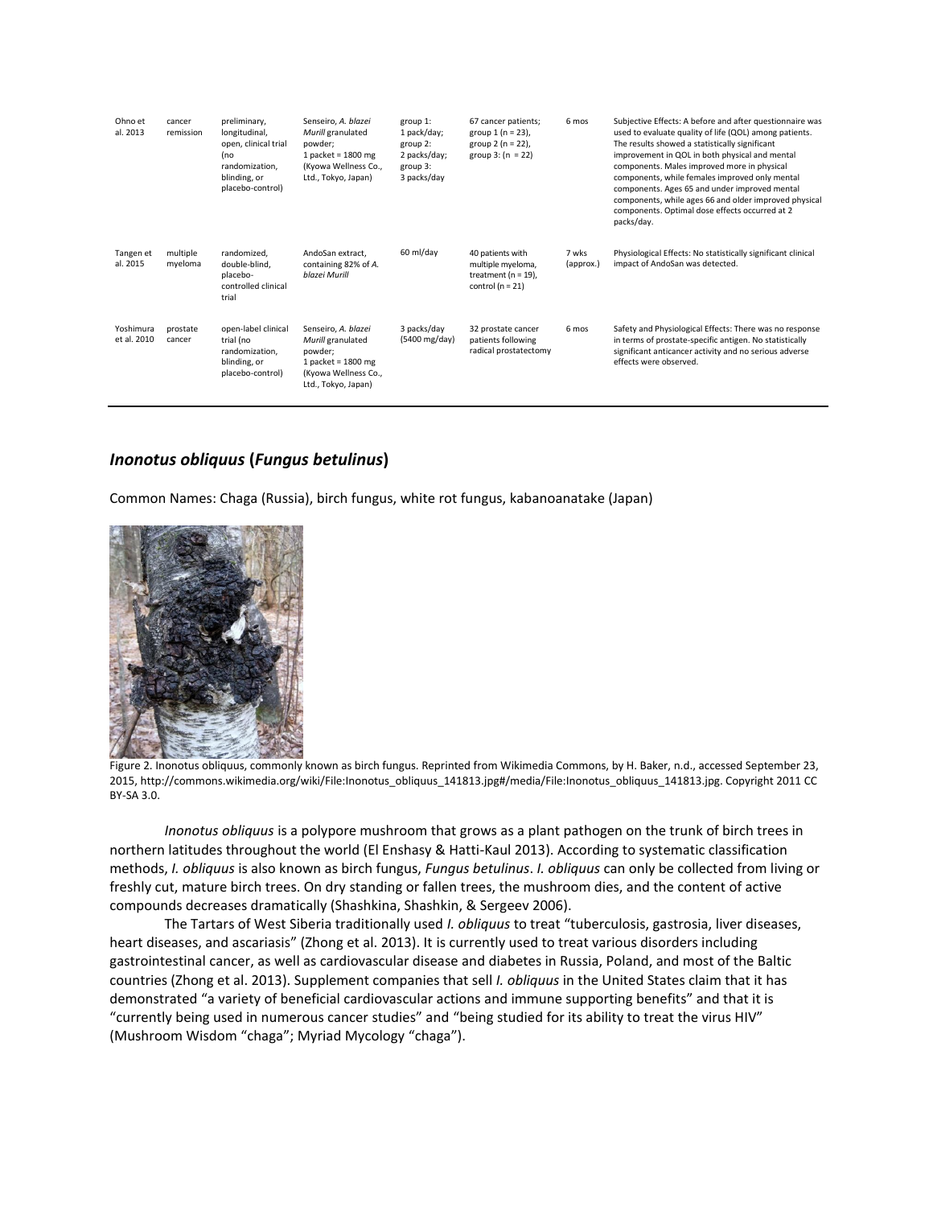| Ohno et al. 2013 | cancer remission | preliminary, longitudinal, open, clinical trial (no randomization, blinding, or placebo-control) | Senseiro, *A. blazei Murill* granulated powder; 1 packet = 1800 mg (Kyowa Wellness Co., Ltd., Tokyo, Japan) | group 1: 1 pack/day; group 2: 2 packs/day; group 3: 3 packs/day | 67 cancer patients; group 1 (n = 23), group 2 (n = 22), group 3: (n = 22) | 6 mos | Subjective Effects: A before and after questionnaire was used to evaluate quality of life (QOL) among patients. The results showed a statistically significant improvement in QOL in both physical and mental components. Males improved more in physical components, while females improved only mental components. Ages 65 and under improved mental components, while ages 66 and older improved physical components. Optimal dose effects occurred at 2 packs/day. |
|---|---|---|---|---|---|---|---|
| Tangen et al. 2015 | multiple myeloma | randomized, double-blind, placebo-controlled clinical trial | AndoSan extract, containing 82% of *A. blazei Murill* | 60 ml/day | 40 patients with multiple myeloma, treatment (n = 19), control (n = 21) | 7 wks (approx.) | Physiological Effects: No statistically significant clinical impact of AndoSan was detected. |
| Yoshimura et al. 2010 | prostate cancer | open-label clinical trial (no randomization, blinding, or placebo-control) | Senseiro, *A. blazei Murill* granulated powder; 1 packet = 1800 mg (Kyowa Wellness Co., Ltd., Tokyo, Japan) | 3 packs/day (5400 mg/day) | 32 prostate cancer patients following radical prostatectomy | 6 mos | Safety and Physiological Effects: There was no response in terms of prostate-specific antigen. No statistically significant anticancer activity and no serious adverse effects were observed. |

## ***Inonotus obliquus* (*Fungus betulinus*)**

Common Names: Chaga (Russia), birch fungus, white rot fungus, kabanoanatake (Japan)

Figure 2. Inonotus obliquus, commonly known as birch fungus. Reprinted from Wikimedia Commons, by H. Baker, n.d., accessed September 23, 2015, http://commons.wikimedia.org/wiki/File:Inonotus_obliquus_141813.jpg#/media/File:Inonotus_obliquus_141813.jpg. Copyright 2011 CC BY-SA 3.0.

*Inonotus obliquus* is a polypore mushroom that grows as a plant pathogen on the trunk of birch trees in northern latitudes throughout the world (El Enshasy & Hatti-Kaul 2013). According to systematic classification methods, *I. obliquus* is also known as birch fungus, *Fungus betulinus*. *I. obliquus* can only be collected from living or freshly cut, mature birch trees. On dry standing or fallen trees, the mushroom dies, and the content of active compounds decreases dramatically (Shashkina, Shashkin, & Sergeev 2006).

The Tartars of West Siberia traditionally used *I. obliquus* to treat "tuberculosis, gastrosia, liver diseases, heart diseases, and ascariasis" (Zhong et al. 2013). It is currently used to treat various disorders including gastrointestinal cancer, as well as cardiovascular disease and diabetes in Russia, Poland, and most of the Baltic countries (Zhong et al. 2013). Supplement companies that sell *I. obliquus* in the United States claim that it has demonstrated "a variety of beneficial cardiovascular actions and immune supporting benefits" and that it is "currently being used in numerous cancer studies" and "being studied for its ability to treat the virus HIV" (Mushroom Wisdom "chaga"; Myriad Mycology "chaga").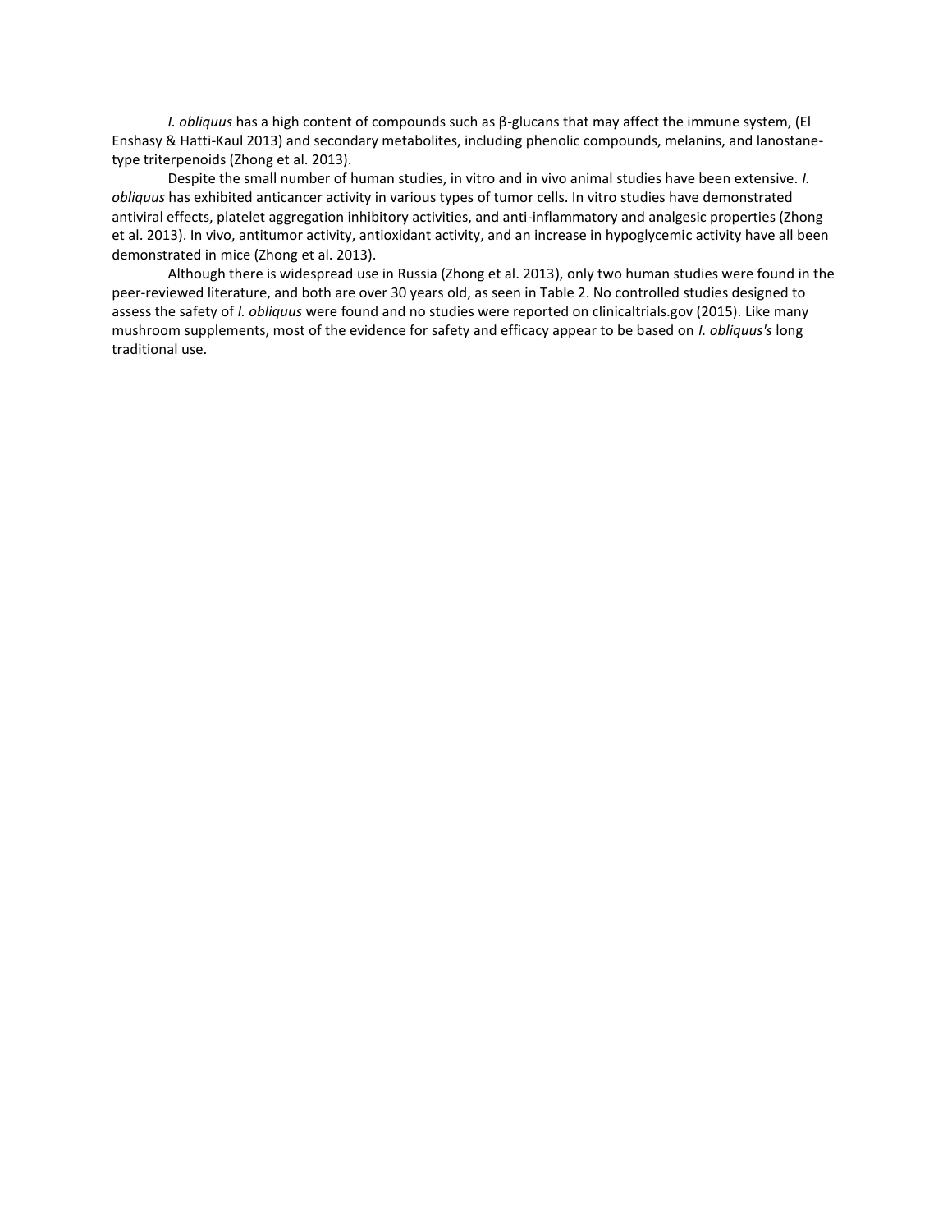*I. obliquus* has a high content of compounds such as β-glucans that may affect the immune system, (El Enshasy & Hatti-Kaul 2013) and secondary metabolites, including phenolic compounds, melanins, and lanostane-type triterpenoids (Zhong et al. 2013).

Despite the small number of human studies, in vitro and in vivo animal studies have been extensive. *I. obliquus* has exhibited anticancer activity in various types of tumor cells. In vitro studies have demonstrated antiviral effects, platelet aggregation inhibitory activities, and anti-inflammatory and analgesic properties (Zhong et al. 2013). In vivo, antitumor activity, antioxidant activity, and an increase in hypoglycemic activity have all been demonstrated in mice (Zhong et al. 2013).

Although there is widespread use in Russia (Zhong et al. 2013), only two human studies were found in the peer-reviewed literature, and both are over 30 years old, as seen in Table 2. No controlled studies designed to assess the safety of *I. obliquus* were found and no studies were reported on clinicaltrials.gov (2015). Like many mushroom supplements, most of the evidence for safety and efficacy appear to be based on *I. obliquus's* long traditional use.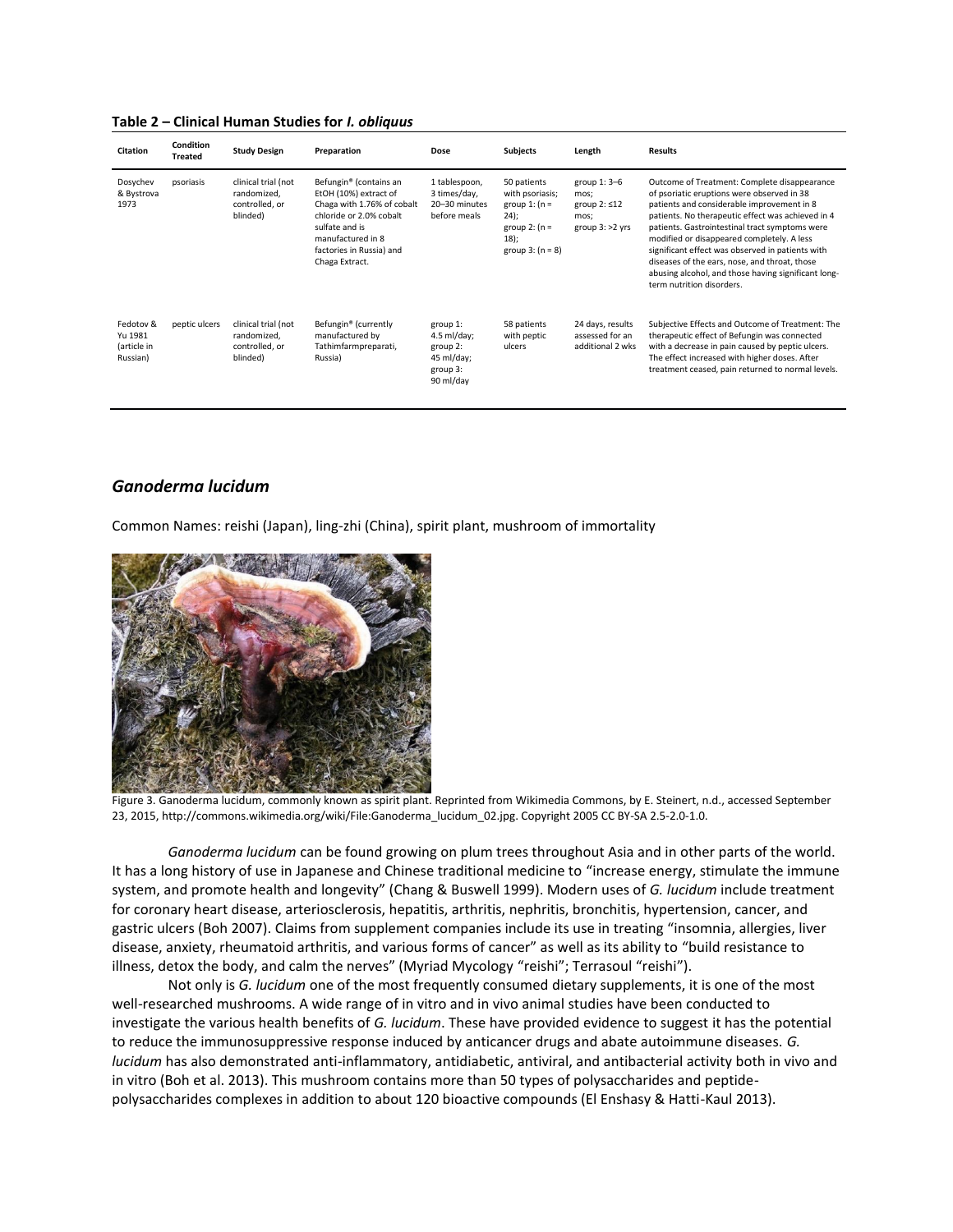**Table 2 – Clinical Human Studies for *I. obliquus***

| Citation | Condition Treated | Study Design | Preparation | Dose | Subjects | Length | Results |
|---|---|---|---|---|---|---|---|
| Dosychev & Bystrova 1973 | psoriasis | clinical trial (not randomized, controlled, or blinded) | Befungin® (contains an EtOH (10%) extract of Chaga with 1.76% of cobalt chloride or 2.0% cobalt sulfate and is manufactured in 8 factories in Russia) and Chaga Extract. | 1 tablespoon, 3 times/day, 20–30 minutes before meals | 50 patients with psoriasis; group 1: (n = 24); group 2: (n = 18); group 3: (n = 8) | group 1: 3–6 mos; group 2: ≤12 mos; group 3: >2 yrs | Outcome of Treatment: Complete disappearance of psoriatic eruptions were observed in 38 patients and considerable improvement in 8 patients. No therapeutic effect was achieved in 4 patients. Gastrointestinal tract symptoms were modified or disappeared completely. A less significant effect was observed in patients with diseases of the ears, nose, and throat, those abusing alcohol, and those having significant long-term nutrition disorders. |
| Fedotov & Yu 1981 (article in Russian) | peptic ulcers | clinical trial (not randomized, controlled, or blinded) | Befungin® (currently manufactured by Tathimfarmpreparati, Russia) | group 1: 4.5 ml/day; group 2: 45 ml/day; group 3: 90 ml/day | 58 patients with peptic ulcers | 24 days, results assessed for an additional 2 wks | Subjective Effects and Outcome of Treatment: The therapeutic effect of Befungin was connected with a decrease in pain caused by peptic ulcers. The effect increased with higher doses. After treatment ceased, pain returned to normal levels. |

## *Ganoderma lucidum*

Common Names: reishi (Japan), ling-zhi (China), spirit plant, mushroom of immortality

Figure 3. Ganoderma lucidum, commonly known as spirit plant. Reprinted from Wikimedia Commons, by E. Steinert, n.d., accessed September 23, 2015, http://commons.wikimedia.org/wiki/File:Ganoderma_lucidum_02.jpg. Copyright 2005 CC BY-SA 2.5-2.0-1.0.

*Ganoderma lucidum* can be found growing on plum trees throughout Asia and in other parts of the world. It has a long history of use in Japanese and Chinese traditional medicine to "increase energy, stimulate the immune system, and promote health and longevity" (Chang & Buswell 1999). Modern uses of *G. lucidum* include treatment for coronary heart disease, arteriosclerosis, hepatitis, arthritis, nephritis, bronchitis, hypertension, cancer, and gastric ulcers (Boh 2007). Claims from supplement companies include its use in treating "insomnia, allergies, liver disease, anxiety, rheumatoid arthritis, and various forms of cancer" as well as its ability to "build resistance to illness, detox the body, and calm the nerves" (Myriad Mycology "reishi"; Terrasoul "reishi").

Not only is *G. lucidum* one of the most frequently consumed dietary supplements, it is one of the most well-researched mushrooms. A wide range of in vitro and in vivo animal studies have been conducted to investigate the various health benefits of *G. lucidum*. These have provided evidence to suggest it has the potential to reduce the immunosuppressive response induced by anticancer drugs and abate autoimmune diseases. *G. lucidum* has also demonstrated anti-inflammatory, antidiabetic, antiviral, and antibacterial activity both in vivo and in vitro (Boh et al. 2013). This mushroom contains more than 50 types of polysaccharides and peptide-polysaccharides complexes in addition to about 120 bioactive compounds (El Enshasy & Hatti-Kaul 2013).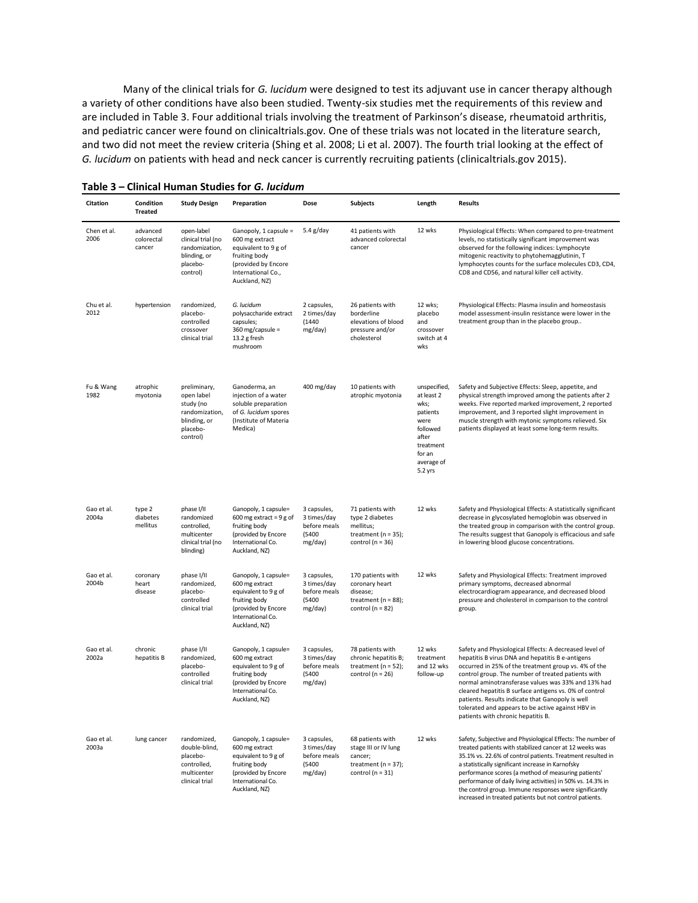Many of the clinical trials for *G. lucidum* were designed to test its adjuvant use in cancer therapy although a variety of other conditions have also been studied. Twenty-six studies met the requirements of this review and are included in Table 3. Four additional trials involving the treatment of Parkinson's disease, rheumatoid arthritis, and pediatric cancer were found on clinicaltrials.gov. One of these trials was not located in the literature search, and two did not meet the review criteria (Shing et al. 2008; Li et al. 2007). The fourth trial looking at the effect of *G. lucidum* on patients with head and neck cancer is currently recruiting patients (clinicaltrials.gov 2015).

**Table 3 – Clinical Human Studies for *G. lucidum***

| Citation | Condition Treated | Study Design | Preparation | Dose | Subjects | Length | Results |
|---|---|---|---|---|---|---|---|
| Chen et al. 2006 | advanced colorectal cancer | open-label clinical trial (no randomization, blinding, or placebo-control) | Ganopoly, 1 capsule = 600 mg extract equivalent to 9 g of fruiting body (provided by Encore International Co., Auckland, NZ) | 5.4 g/day | 41 patients with advanced colorectal cancer | 12 wks | Physiological Effects: When compared to pre-treatment levels, no statistically significant improvement was observed for the following indices: Lymphocyte mitogenic reactivity to phytohemagglutinin, T lymphocytes counts for the surface molecules CD3, CD4, CD8 and CD56, and natural killer cell activity. |
| Chu et al. 2012 | hypertension | randomized, placebo-controlled crossover clinical trial | *G. lucidum* polysaccharide extract capsules; 360 mg/capsule = 13.2 g fresh mushroom | 2 capsules, 2 times/day (1440 mg/day) | 26 patients with borderline elevations of blood pressure and/or cholesterol | 12 wks; placebo and crossover switch at 4 wks | Physiological Effects: Plasma insulin and homeostasis model assessment-insulin resistance were lower in the treatment group than in the placebo group.. |
| Fu & Wang 1982 | atrophic myotonia | preliminary, open label study (no randomization, blinding, or placebo-control) | Ganoderma, an injection of a water soluble preparation of *G. lucidum* spores (Institute of Materia Medica) | 400 mg/day | 10 patients with atrophic myotonia | unspecified, at least 2 wks; patients were followed after treatment for an average of 5.2 yrs | Safety and Subjective Effects: Sleep, appetite, and physical strength improved among the patients after 2 weeks. Five reported marked improvement, 2 reported improvement, and 3 reported slight improvement in muscle strength with mytonic symptoms relieved. Six patients displayed at least some long-term results. |
| Gao et al. 2004a | type 2 diabetes mellitus | phase I/II randomized controlled, multicenter clinical trial (no blinding) | Ganopoly, 1 capsule= 600 mg extract = 9 g of fruiting body (provided by Encore International Co. Auckland, NZ) | 3 capsules, 3 times/day before meals (5400 mg/day) | 71 patients with type 2 diabetes mellitus; treatment (n = 35); control (n = 36) | 12 wks | Safety and Physiological Effects: A statistically significant decrease in glycosylated hemoglobin was observed in the treated group in comparison with the control group. The results suggest that Ganopoly is efficacious and safe in lowering blood glucose concentrations. |
| Gao et al. 2004b | coronary heart disease | phase I/II randomized, placebo-controlled clinical trial | Ganopoly, 1 capsule= 600 mg extract equivalent to 9 g of fruiting body (provided by Encore International Co. Auckland, NZ) | 3 capsules, 3 times/day before meals (5400 mg/day) | 170 patients with coronary heart disease; treatment (n = 88); control (n = 82) | 12 wks | Safety and Physiological Effects: Treatment improved primary symptoms, decreased abnormal electrocardiogram appearance, and decreased blood pressure and cholesterol in comparison to the control group. |
| Gao et al. 2002a | chronic hepatitis B | phase I/II randomized, placebo-controlled clinical trial | Ganopoly, 1 capsule= 600 mg extract equivalent to 9 g of fruiting body (provided by Encore International Co. Auckland, NZ) | 3 capsules, 3 times/day before meals (5400 mg/day) | 78 patients with chronic hepatitis B; treatment (n = 52); control (n = 26) | 12 wks treatment and 12 wks follow-up | Safety and Physiological Effects: A decreased level of hepatitis B virus DNA and hepatitis B e-antigens occurred in 25% of the treatment group vs. 4% of the control group. The number of treated patients with normal aminotransferase values was 33% and 13% had cleared hepatitis B surface antigens vs. 0% of control patients. Results indicate that Ganopoly is well tolerated and appears to be active against HBV in patients with chronic hepatitis B. |
| Gao et al. 2003a | lung cancer | randomized, double-blind, placebo-controlled, multicenter clinical trial | Ganopoly, 1 capsule= 600 mg extract equivalent to 9 g of fruiting body (provided by Encore International Co. Auckland, NZ) | 3 capsules, 3 times/day before meals (5400 mg/day) | 68 patients with stage III or IV lung cancer; treatment (n = 37); control (n = 31) | 12 wks | Safety, Subjective and Physiological Effects: The number of treated patients with stabilized cancer at 12 weeks was 35.1% vs. 22.6% of control patients. Treatment resulted in a statistically significant increase in Karnofsky performance scores (a method of measuring patients' performance of daily living activities) in 50% vs. 14.3% in the control group. Immune responses were significantly increased in treated patients but not control patients. |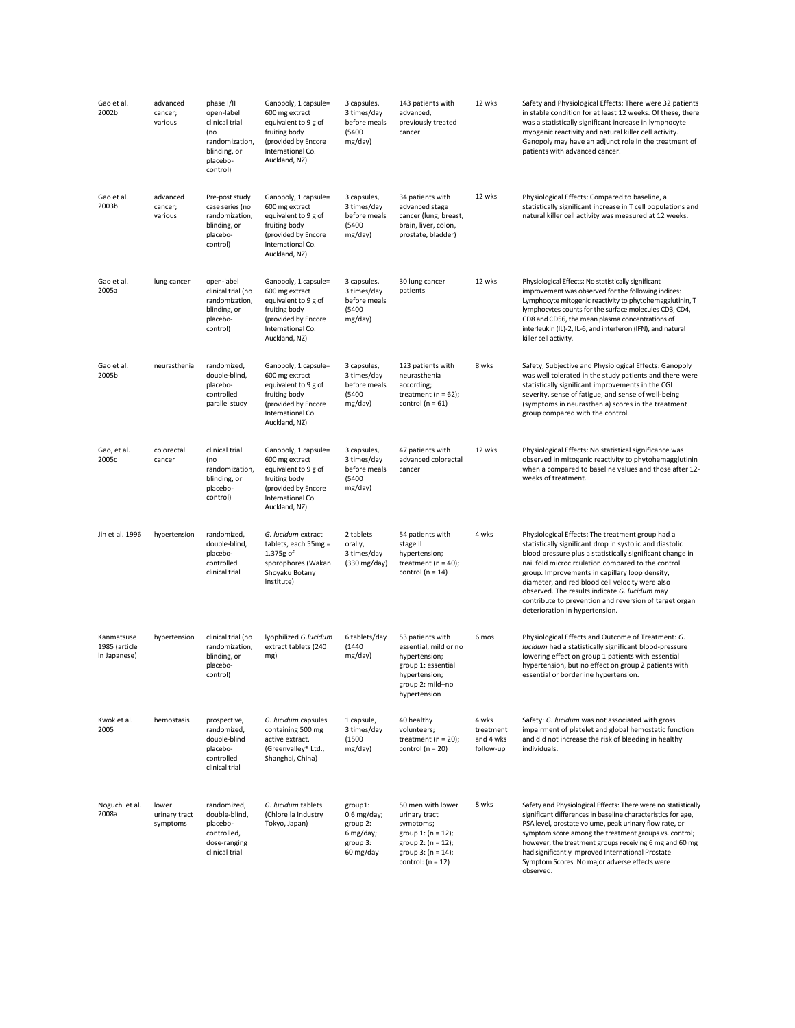| | | | | | | | |
|---|---|---|---|---|---|---|---|
| Gao et al. 2002b | advanced cancer; various | phase I/II open-label clinical trial (no randomization, blinding, or placebo-control) | Ganopoly, 1 capsule= 600 mg extract equivalent to 9 g of fruiting body (provided by Encore International Co. Auckland, NZ) | 3 capsules, 3 times/day before meals (5400 mg/day) | 143 patients with advanced, previously treated cancer | 12 wks | Safety and Physiological Effects: There were 32 patients in stable condition for at least 12 weeks. Of these, there was a statistically significant increase in lymphocyte myogenic reactivity and natural killer cell activity. Ganopoly may have an adjunct role in the treatment of patients with advanced cancer. |
| Gao et al. 2003b | advanced cancer; various | Pre-post study case series (no randomization, blinding, or placebo-control) | Ganopoly, 1 capsule= 600 mg extract equivalent to 9 g of fruiting body (provided by Encore International Co. Auckland, NZ) | 3 capsules, 3 times/day before meals (5400 mg/day) | 34 patients with advanced stage cancer (lung, breast, brain, liver, colon, prostate, bladder) | 12 wks | Physiological Effects: Compared to baseline, a statistically significant increase in T cell populations and natural killer cell activity was measured at 12 weeks. |
| Gao et al. 2005a | lung cancer | open-label clinical trial (no randomization, blinding, or placebo-control) | Ganopoly, 1 capsule= 600 mg extract equivalent to 9 g of fruiting body (provided by Encore International Co. Auckland, NZ) | 3 capsules, 3 times/day before meals (5400 mg/day) | 30 lung cancer patients | 12 wks | Physiological Effects: No statistically significant improvement was observed for the following indices: Lymphocyte mitogenic reactivity to phytohemagglutinin, T lymphocytes counts for the surface molecules CD3, CD4, CD8 and CD56, the mean plasma concentrations of interleukin (IL)-2, IL-6, and interferon (IFN), and natural killer cell activity. |
| Gao et al. 2005b | neurasthenia | randomized, double-blind, placebo-controlled parallel study | Ganopoly, 1 capsule= 600 mg extract equivalent to 9 g of fruiting body (provided by Encore International Co. Auckland, NZ) | 3 capsules, 3 times/day before meals (5400 mg/day) | 123 patients with neurasthenia according; treatment (n = 62); control (n = 61) | 8 wks | Safety, Subjective and Physiological Effects: Ganopoly was well tolerated in the study patients and there were statistically significant improvements in the CGI severity, sense of fatigue, and sense of well-being (symptoms in neurasthenia) scores in the treatment group compared with the control. |
| Gao, et al. 2005c | colorectal cancer | clinical trial (no randomization, blinding, or placebo-control) | Ganopoly, 1 capsule= 600 mg extract equivalent to 9 g of fruiting body (provided by Encore International Co. Auckland, NZ) | 3 capsules, 3 times/day before meals (5400 mg/day) | 47 patients with advanced colorectal cancer | 12 wks | Physiological Effects: No statistical significance was observed in mitogenic reactivity to phytohemagglutinin when a compared to baseline values and those after 12-weeks of treatment. |
| Jin et al. 1996 | hypertension | randomized, double-blind, placebo-controlled clinical trial | *G. lucidum* extract tablets, each 55mg = 1.375g of sporophores (Wakan Shoyaku Botany Institute) | 2 tablets orally, 3 times/day (330 mg/day) | 54 patients with stage II hypertension; treatment (n = 40); control (n = 14) | 4 wks | Physiological Effects: The treatment group had a statistically significant drop in systolic and diastolic blood pressure plus a statistically significant change in nail fold microcirculation compared to the control group. Improvements in capillary loop density, diameter, and red blood cell velocity were also observed. The results indicate *G. lucidum* may contribute to prevention and reversion of target organ deterioration in hypertension. |
| Kanmatsuse 1985 (article in Japanese) | hypertension | clinical trial (no randomization, blinding, or placebo-control) | lyophilized *G.lucidum* extract tablets (240 mg) | 6 tablets/day (1440 mg/day) | 53 patients with essential, mild or no hypertension; group 1: essential hypertension; group 2: mild–no hypertension | 6 mos | Physiological Effects and Outcome of Treatment: *G. lucidum* had a statistically significant blood-pressure lowering effect on group 1 patients with essential hypertension, but no effect on group 2 patients with essential or borderline hypertension. |
| Kwok et al. 2005 | hemostasis | prospective, randomized, double-blind placebo-controlled clinical trial | *G. lucidum* capsules containing 500 mg active extract. (Greenvalley® Ltd., Shanghai, China) | 1 capsule, 3 times/day (1500 mg/day) | 40 healthy volunteers; treatment (n = 20); control (n = 20) | 4 wks treatment and 4 wks follow-up | Safety: *G. lucidum* was not associated with gross impairment of platelet and global hemostatic function and did not increase the risk of bleeding in healthy individuals. |
| Noguchi et al. 2008a | lower urinary tract symptoms | randomized, double-blind, placebo-controlled, dose-ranging clinical trial | *G. lucidum* tablets (Chlorella Industry Tokyo, Japan) | group1: 0.6 mg/day; group 2: 6 mg/day; group 3: 60 mg/day | 50 men with lower urinary tract symptoms; group 1: (n = 12); group 2: (n = 12); group 3: (n = 14); control: (n = 12) | 8 wks | Safety and Physiological Effects: There were no statistically significant differences in baseline characteristics for age, PSA level, prostate volume, peak urinary flow rate, or symptom score among the treatment groups vs. control; however, the treatment groups receiving 6 mg and 60 mg had significantly improved International Prostate Symptom Scores. No major adverse effects were observed. |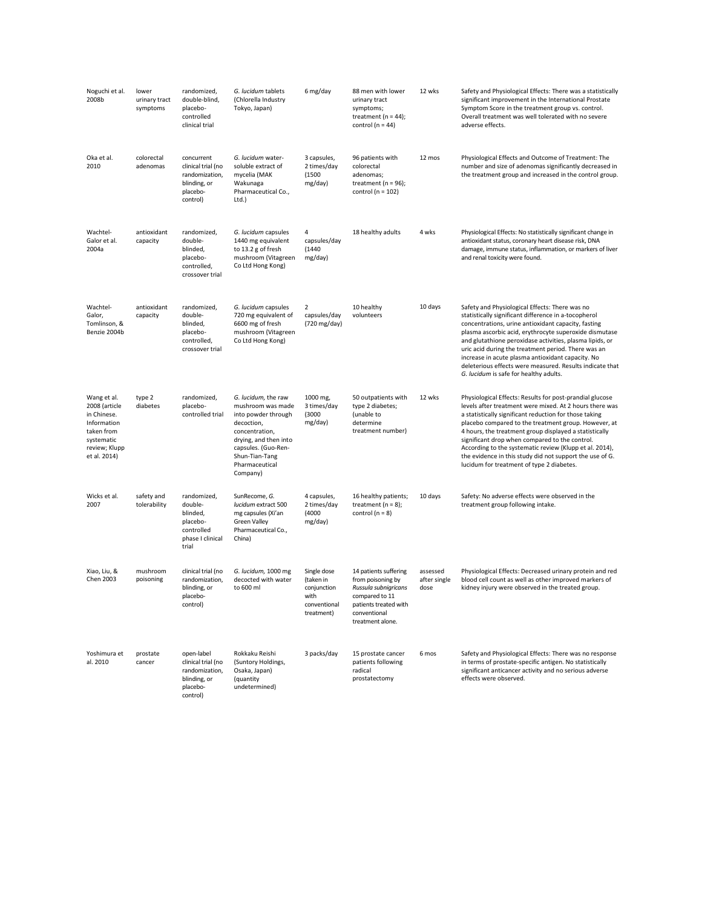| | | | | | | | |
|---|---|---|---|---|---|---|---|
| Noguchi et al. 2008b | lower urinary tract symptoms | randomized, double-blind, placebo-controlled clinical trial | *G. lucidum* tablets (Chlorella Industry Tokyo, Japan) | 6 mg/day | 88 men with lower urinary tract symptoms; treatment (n = 44); control (n = 44) | 12 wks | Safety and Physiological Effects: There was a statistically significant improvement in the International Prostate Symptom Score in the treatment group vs. control. Overall treatment was well tolerated with no severe adverse effects. |
| Oka et al. 2010 | colorectal adenomas | concurrent clinical trial (no randomization, blinding, or placebo-control) | *G. lucidum* water-soluble extract of mycelia (MAK Wakunaga Pharmaceutical Co., Ltd.) | 3 capsules, 2 times/day (1500 mg/day) | 96 patients with colorectal adenomas; treatment (n = 96); control (n = 102) | 12 mos | Physiological Effects and Outcome of Treatment: The number and size of adenomas significantly decreased in the treatment group and increased in the control group. |
| Wachtel-Galor et al. 2004a | antioxidant capacity | randomized, double-blinded, placebo-controlled, crossover trial | *G. lucidum* capsules 1440 mg equivalent to 13.2 g of fresh mushroom (Vitagreen Co Ltd Hong Kong) | 4 capsules/day (1440 mg/day) | 18 healthy adults | 4 wks | Physiological Effects: No statistically significant change in antioxidant status, coronary heart disease risk, DNA damage, immune status, inflammation, or markers of liver and renal toxicity were found. |
| Wachtel-Galor, Tomlinson, & Benzie 2004b | antioxidant capacity | randomized, double-blinded, placebo-controlled, crossover trial | *G. lucidum* capsules 720 mg equivalent of 6600 mg of fresh mushroom (Vitagreen Co Ltd Hong Kong) | 2 capsules/day (720 mg/day) | 10 healthy volunteers | 10 days | Safety and Physiological Effects: There was no statistically significant difference in a-tocopherol concentrations, urine antioxidant capacity, fasting plasma ascorbic acid, erythrocyte superoxide dismutase and glutathione peroxidase activities, plasma lipids, or uric acid during the treatment period. There was an increase in acute plasma antioxidant capacity. No deleterious effects were measured. Results indicate that *G. lucidum* is safe for healthy adults. |
| Wang et al. 2008 (article in Chinese. Information taken from systematic review; Klupp et al. 2014) | type 2 diabetes | randomized, placebo-controlled trial | *G. lucidum*, the raw mushroom was made into powder through decoction, concentration, drying, and then into capsules. (Guo-Ren-Shun-Tian-Tang Pharmaceutical Company) | 1000 mg, 3 times/day (3000 mg/day) | 50 outpatients with type 2 diabetes; (unable to determine treatment number) | 12 wks | Physiological Effects: Results for post-prandial glucose levels after treatment were mixed. At 2 hours there was a statistically significant reduction for those taking placebo compared to the treatment group. However, at 4 hours, the treatment group displayed a statistically significant drop when compared to the control. According to the systematic review (Klupp et al. 2014), the evidence in this study did not support the use of G. lucidum for treatment of type 2 diabetes. |
| Wicks et al. 2007 | safety and tolerability | randomized, double-blinded, placebo-controlled phase I clinical trial | SunRecome, *G. lucidum* extract 500 mg capsules (Xi'an Green Valley Pharmaceutical Co., China) | 4 capsules, 2 times/day (4000 mg/day) | 16 healthy patients; treatment (n = 8); control (n = 8) | 10 days | Safety: No adverse effects were observed in the treatment group following intake. |
| Xiao, Liu, & Chen 2003 | mushroom poisoning | clinical trial (no randomization, blinding, or placebo-control) | *G. lucidum,* 1000 mg decocted with water to 600 ml | Single dose (taken in conjunction with conventional treatment) | 14 patients suffering from poisoning by *Russula subnigricans* compared to 11 patients treated with conventional treatment alone. | assessed after single dose | Physiological Effects: Decreased urinary protein and red blood cell count as well as other improved markers of kidney injury were observed in the treated group. |
| Yoshimura et al. 2010 | prostate cancer | open-label clinical trial (no randomization, blinding, or placebo-control) | Rokkaku Reishi (Suntory Holdings, Osaka, Japan) (quantity undetermined) | 3 packs/day | 15 prostate cancer patients following radical prostatectomy | 6 mos | Safety and Physiological Effects: There was no response in terms of prostate-specific antigen. No statistically significant anticancer activity and no serious adverse effects were observed. |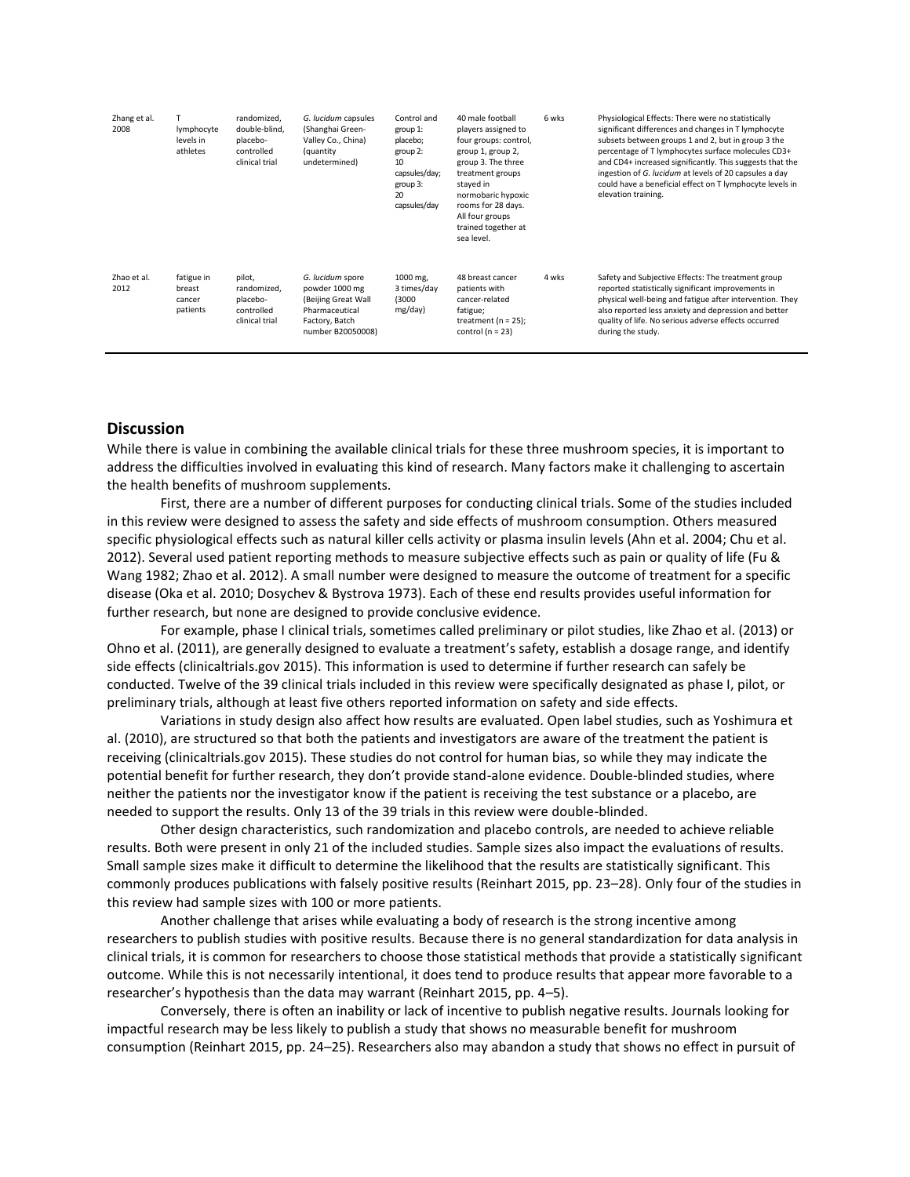| | | | | | | | |
|---|---|---|---|---|---|---|---|
| Zhang et al. 2008 | T lymphocyte levels in athletes | randomized, double-blind, placebo-controlled clinical trial | *G. lucidum* capsules (Shanghai Green-Valley Co., China) (quantity undetermined) | Control and group 1: placebo; group 2: 10 capsules/day; group 3: 20 capsules/day | 40 male football players assigned to four groups: control, group 1, group 2, group 3. The three treatment groups stayed in normobaric hypoxic rooms for 28 days. All four groups trained together at sea level. | 6 wks | Physiological Effects: There were no statistically significant differences and changes in T lymphocyte subsets between groups 1 and 2, but in group 3 the percentage of T lymphocytes surface molecules CD3+ and CD4+ increased significantly. This suggests that the ingestion of *G. lucidum* at levels of 20 capsules a day could have a beneficial effect on T lymphocyte levels in elevation training. |
| Zhao et al. 2012 | fatigue in breast cancer patients | pilot, randomized, placebo-controlled clinical trial | *G. lucidum* spore powder 1000 mg (Beijing Great Wall Pharmaceutical Factory, Batch number B20050008) | 1000 mg, 3 times/day (3000 mg/day) | 48 breast cancer patients with cancer-related fatigue; treatment (n = 25); control (n = 23) | 4 wks | Safety and Subjective Effects: The treatment group reported statistically significant improvements in physical well-being and fatigue after intervention. They also reported less anxiety and depression and better quality of life. No serious adverse effects occurred during the study. |

## Discussion

While there is value in combining the available clinical trials for these three mushroom species, it is important to address the difficulties involved in evaluating this kind of research. Many factors make it challenging to ascertain the health benefits of mushroom supplements.

First, there are a number of different purposes for conducting clinical trials. Some of the studies included in this review were designed to assess the safety and side effects of mushroom consumption. Others measured specific physiological effects such as natural killer cells activity or plasma insulin levels (Ahn et al. 2004; Chu et al. 2012). Several used patient reporting methods to measure subjective effects such as pain or quality of life (Fu & Wang 1982; Zhao et al. 2012). A small number were designed to measure the outcome of treatment for a specific disease (Oka et al. 2010; Dosychev & Bystrova 1973). Each of these end results provides useful information for further research, but none are designed to provide conclusive evidence.

For example, phase I clinical trials, sometimes called preliminary or pilot studies, like Zhao et al. (2013) or Ohno et al. (2011), are generally designed to evaluate a treatment's safety, establish a dosage range, and identify side effects (clinicaltrials.gov 2015). This information is used to determine if further research can safely be conducted. Twelve of the 39 clinical trials included in this review were specifically designated as phase I, pilot, or preliminary trials, although at least five others reported information on safety and side effects.

Variations in study design also affect how results are evaluated. Open label studies, such as Yoshimura et al. (2010), are structured so that both the patients and investigators are aware of the treatment the patient is receiving (clinicaltrials.gov 2015). These studies do not control for human bias, so while they may indicate the potential benefit for further research, they don't provide stand-alone evidence. Double-blinded studies, where neither the patients nor the investigator know if the patient is receiving the test substance or a placebo, are needed to support the results. Only 13 of the 39 trials in this review were double-blinded.

Other design characteristics, such randomization and placebo controls, are needed to achieve reliable results. Both were present in only 21 of the included studies. Sample sizes also impact the evaluations of results. Small sample sizes make it difficult to determine the likelihood that the results are statistically significant. This commonly produces publications with falsely positive results (Reinhart 2015, pp. 23–28). Only four of the studies in this review had sample sizes with 100 or more patients.

Another challenge that arises while evaluating a body of research is the strong incentive among researchers to publish studies with positive results. Because there is no general standardization for data analysis in clinical trials, it is common for researchers to choose those statistical methods that provide a statistically significant outcome. While this is not necessarily intentional, it does tend to produce results that appear more favorable to a researcher's hypothesis than the data may warrant (Reinhart 2015, pp. 4–5).

Conversely, there is often an inability or lack of incentive to publish negative results. Journals looking for impactful research may be less likely to publish a study that shows no measurable benefit for mushroom consumption (Reinhart 2015, pp. 24–25). Researchers also may abandon a study that shows no effect in pursuit of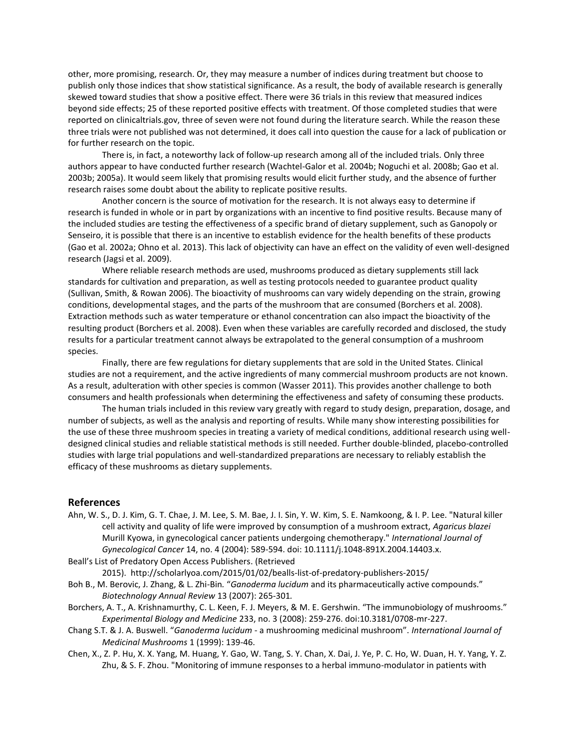other, more promising, research. Or, they may measure a number of indices during treatment but choose to publish only those indices that show statistical significance. As a result, the body of available research is generally skewed toward studies that show a positive effect. There were 36 trials in this review that measured indices beyond side effects; 25 of these reported positive effects with treatment. Of those completed studies that were reported on clinicaltrials.gov, three of seven were not found during the literature search. While the reason these three trials were not published was not determined, it does call into question the cause for a lack of publication or for further research on the topic.

There is, in fact, a noteworthy lack of follow-up research among all of the included trials. Only three authors appear to have conducted further research (Wachtel-Galor et al. 2004b; Noguchi et al. 2008b; Gao et al. 2003b; 2005a). It would seem likely that promising results would elicit further study, and the absence of further research raises some doubt about the ability to replicate positive results.

Another concern is the source of motivation for the research. It is not always easy to determine if research is funded in whole or in part by organizations with an incentive to find positive results. Because many of the included studies are testing the effectiveness of a specific brand of dietary supplement, such as Ganopoly or Senseiro, it is possible that there is an incentive to establish evidence for the health benefits of these products (Gao et al. 2002a; Ohno et al. 2013). This lack of objectivity can have an effect on the validity of even well-designed research (Jagsi et al. 2009).

Where reliable research methods are used, mushrooms produced as dietary supplements still lack standards for cultivation and preparation, as well as testing protocols needed to guarantee product quality (Sullivan, Smith, & Rowan 2006). The bioactivity of mushrooms can vary widely depending on the strain, growing conditions, developmental stages, and the parts of the mushroom that are consumed (Borchers et al. 2008). Extraction methods such as water temperature or ethanol concentration can also impact the bioactivity of the resulting product (Borchers et al. 2008). Even when these variables are carefully recorded and disclosed, the study results for a particular treatment cannot always be extrapolated to the general consumption of a mushroom species.

Finally, there are few regulations for dietary supplements that are sold in the United States. Clinical studies are not a requirement, and the active ingredients of many commercial mushroom products are not known. As a result, adulteration with other species is common (Wasser 2011). This provides another challenge to both consumers and health professionals when determining the effectiveness and safety of consuming these products.

The human trials included in this review vary greatly with regard to study design, preparation, dosage, and number of subjects, as well as the analysis and reporting of results. While many show interesting possibilities for the use of these three mushroom species in treating a variety of medical conditions, additional research using well-designed clinical studies and reliable statistical methods is still needed. Further double-blinded, placebo-controlled studies with large trial populations and well-standardized preparations are necessary to reliably establish the efficacy of these mushrooms as dietary supplements.

## References

Ahn, W. S., D. J. Kim, G. T. Chae, J. M. Lee, S. M. Bae, J. I. Sin, Y. W. Kim, S. E. Namkoong, & I. P. Lee. "Natural killer cell activity and quality of life were improved by consumption of a mushroom extract, *Agaricus blazei* Murill Kyowa, in gynecological cancer patients undergoing chemotherapy." *International Journal of Gynecological Cancer* 14, no. 4 (2004): 589-594. doi: 10.1111/j.1048-891X.2004.14403.x.

Beall's List of Predatory Open Access Publishers. (Retrieved 2015). http://scholarlyoa.com/2015/01/02/bealls-list-of-predatory-publishers-2015/

Boh B., M. Berovic, J. Zhang, & L. Zhi-Bin. "*Ganoderma lucidum* and its pharmaceutically active compounds." *Biotechnology Annual Review* 13 (2007): 265-301.

Borchers, A. T., A. Krishnamurthy, C. L. Keen, F. J. Meyers, & M. E. Gershwin. "The immunobiology of mushrooms." *Experimental Biology and Medicine* 233, no. 3 (2008): 259-276. doi:10.3181/0708-mr-227.

Chang S.T. & J. A. Buswell. "*Ganoderma lucidum* - a mushrooming medicinal mushroom". *International Journal of Medicinal Mushrooms* 1 (1999): 139-46.

Chen, X., Z. P. Hu, X. X. Yang, M. Huang, Y. Gao, W. Tang, S. Y. Chan, X. Dai, J. Ye, P. C. Ho, W. Duan, H. Y. Yang, Y. Z. Zhu, & S. F. Zhou. "Monitoring of immune responses to a herbal immuno-modulator in patients with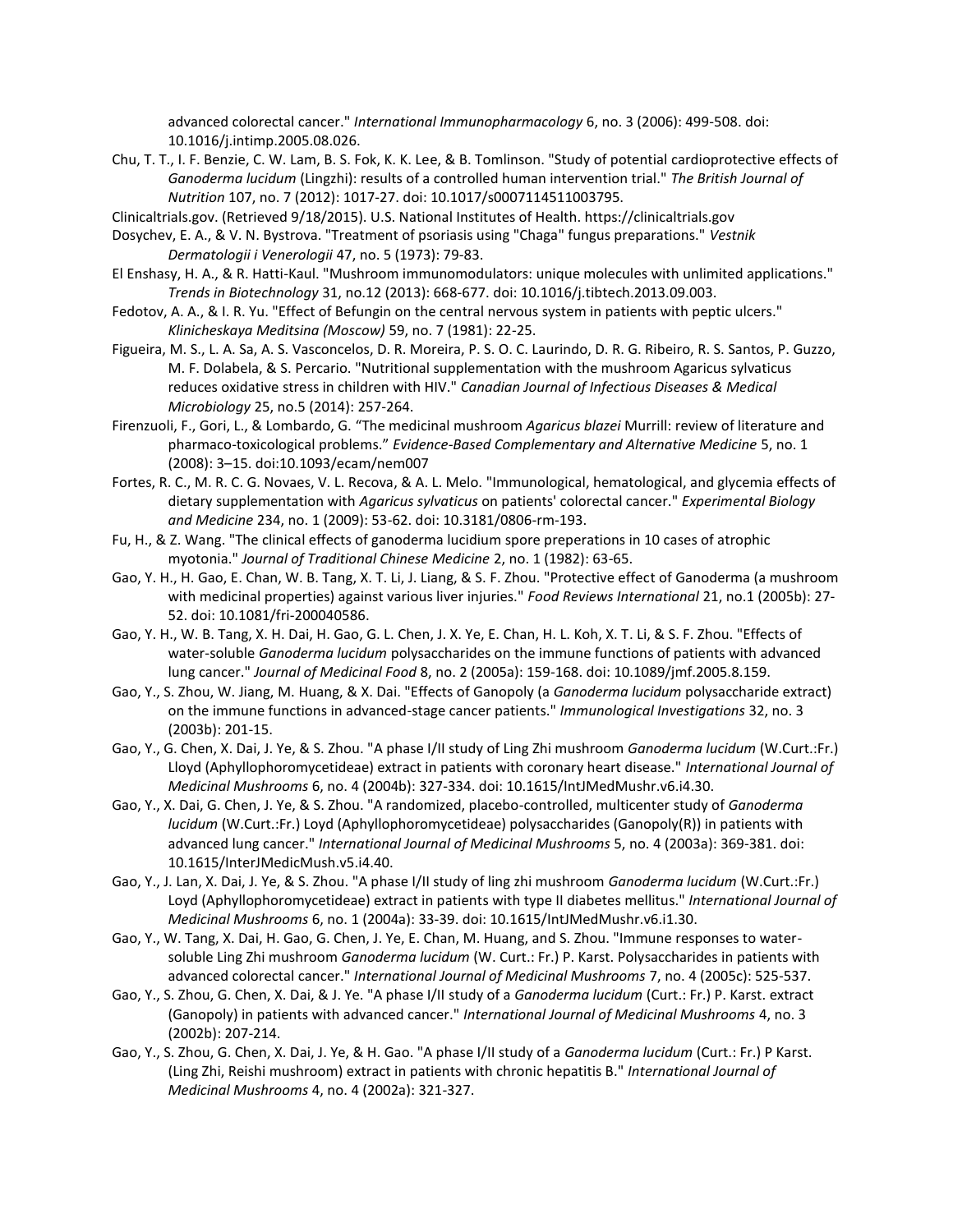advanced colorectal cancer." *International Immunopharmacology* 6, no. 3 (2006): 499-508. doi: 10.1016/j.intimp.2005.08.026.

Chu, T. T., I. F. Benzie, C. W. Lam, B. S. Fok, K. K. Lee, & B. Tomlinson. "Study of potential cardioprotective effects of *Ganoderma lucidum* (Lingzhi): results of a controlled human intervention trial." *The British Journal of Nutrition* 107, no. 7 (2012): 1017-27. doi: 10.1017/s0007114511003795.

Clinicaltrials.gov. (Retrieved 9/18/2015). U.S. National Institutes of Health. https://clinicaltrials.gov

Dosychev, E. A., & V. N. Bystrova. "Treatment of psoriasis using "Chaga" fungus preparations." *Vestnik Dermatologii i Venerologii* 47, no. 5 (1973): 79-83.

El Enshasy, H. A., & R. Hatti-Kaul. "Mushroom immunomodulators: unique molecules with unlimited applications." *Trends in Biotechnology* 31, no.12 (2013): 668-677. doi: 10.1016/j.tibtech.2013.09.003.

Fedotov, A. A., & I. R. Yu. "Effect of Befungin on the central nervous system in patients with peptic ulcers." *Klinicheskaya Meditsina (Moscow)* 59, no. 7 (1981): 22-25.

Figueira, M. S., L. A. Sa, A. S. Vasconcelos, D. R. Moreira, P. S. O. C. Laurindo, D. R. G. Ribeiro, R. S. Santos, P. Guzzo, M. F. Dolabela, & S. Percario. "Nutritional supplementation with the mushroom Agaricus sylvaticus reduces oxidative stress in children with HIV." *Canadian Journal of Infectious Diseases & Medical Microbiology* 25, no.5 (2014): 257-264.

Firenzuoli, F., Gori, L., & Lombardo, G. "The medicinal mushroom *Agaricus blazei* Murrill: review of literature and pharmaco-toxicological problems." *Evidence-Based Complementary and Alternative Medicine* 5, no. 1 (2008): 3–15. doi:10.1093/ecam/nem007

Fortes, R. C., M. R. C. G. Novaes, V. L. Recova, & A. L. Melo. "Immunological, hematological, and glycemia effects of dietary supplementation with *Agaricus sylvaticus* on patients' colorectal cancer." *Experimental Biology and Medicine* 234, no. 1 (2009): 53-62. doi: 10.3181/0806-rm-193.

Fu, H., & Z. Wang. "The clinical effects of ganoderma lucidium spore preperations in 10 cases of atrophic myotonia." *Journal of Traditional Chinese Medicine* 2, no. 1 (1982): 63-65.

Gao, Y. H., H. Gao, E. Chan, W. B. Tang, X. T. Li, J. Liang, & S. F. Zhou. "Protective effect of Ganoderma (a mushroom with medicinal properties) against various liver injuries." *Food Reviews International* 21, no.1 (2005b): 27-52. doi: 10.1081/fri-200040586.

Gao, Y. H., W. B. Tang, X. H. Dai, H. Gao, G. L. Chen, J. X. Ye, E. Chan, H. L. Koh, X. T. Li, & S. F. Zhou. "Effects of water-soluble *Ganoderma lucidum* polysaccharides on the immune functions of patients with advanced lung cancer." *Journal of Medicinal Food* 8, no. 2 (2005a): 159-168. doi: 10.1089/jmf.2005.8.159.

Gao, Y., S. Zhou, W. Jiang, M. Huang, & X. Dai. "Effects of Ganopoly (a *Ganoderma lucidum* polysaccharide extract) on the immune functions in advanced-stage cancer patients." *Immunological Investigations* 32, no. 3 (2003b): 201-15.

Gao, Y., G. Chen, X. Dai, J. Ye, & S. Zhou. "A phase I/II study of Ling Zhi mushroom *Ganoderma lucidum* (W.Curt.:Fr.) Lloyd (Aphyllophoromycetideae) extract in patients with coronary heart disease." *International Journal of Medicinal Mushrooms* 6, no. 4 (2004b): 327-334. doi: 10.1615/IntJMedMushr.v6.i4.30.

Gao, Y., X. Dai, G. Chen, J. Ye, & S. Zhou. "A randomized, placebo-controlled, multicenter study of *Ganoderma lucidum* (W.Curt.:Fr.) Loyd (Aphyllophoromycetideae) polysaccharides (Ganopoly(R)) in patients with advanced lung cancer." *International Journal of Medicinal Mushrooms* 5, no. 4 (2003a): 369-381. doi: 10.1615/InterJMedicMush.v5.i4.40.

Gao, Y., J. Lan, X. Dai, J. Ye, & S. Zhou. "A phase I/II study of ling zhi mushroom *Ganoderma lucidum* (W.Curt.:Fr.) Loyd (Aphyllophoromycetideae) extract in patients with type II diabetes mellitus." *International Journal of Medicinal Mushrooms* 6, no. 1 (2004a): 33-39. doi: 10.1615/IntJMedMushr.v6.i1.30.

Gao, Y., W. Tang, X. Dai, H. Gao, G. Chen, J. Ye, E. Chan, M. Huang, and S. Zhou. "Immune responses to water-soluble Ling Zhi mushroom *Ganoderma lucidum* (W. Curt.: Fr.) P. Karst. Polysaccharides in patients with advanced colorectal cancer." *International Journal of Medicinal Mushrooms* 7, no. 4 (2005c): 525-537.

Gao, Y., S. Zhou, G. Chen, X. Dai, & J. Ye. "A phase I/II study of a *Ganoderma lucidum* (Curt.: Fr.) P. Karst. extract (Ganopoly) in patients with advanced cancer." *International Journal of Medicinal Mushrooms* 4, no. 3 (2002b): 207-214.

Gao, Y., S. Zhou, G. Chen, X. Dai, J. Ye, & H. Gao. "A phase I/II study of a *Ganoderma lucidum* (Curt.: Fr.) P Karst. (Ling Zhi, Reishi mushroom) extract in patients with chronic hepatitis B." *International Journal of Medicinal Mushrooms* 4, no. 4 (2002a): 321-327.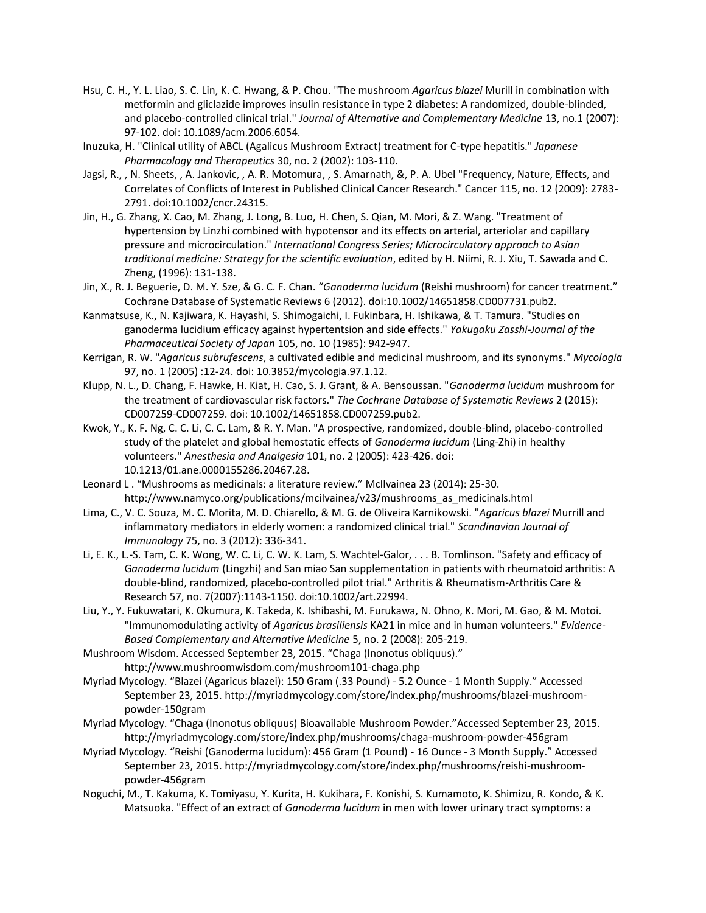Hsu, C. H., Y. L. Liao, S. C. Lin, K. C. Hwang, & P. Chou. "The mushroom *Agaricus blazei* Murill in combination with metformin and gliclazide improves insulin resistance in type 2 diabetes: A randomized, double-blinded, and placebo-controlled clinical trial." *Journal of Alternative and Complementary Medicine* 13, no.1 (2007): 97-102. doi: 10.1089/acm.2006.6054.

Inuzuka, H. "Clinical utility of ABCL (Agalicus Mushroom Extract) treatment for C-type hepatitis." *Japanese Pharmacology and Therapeutics* 30, no. 2 (2002): 103-110.

Jagsi, R., , N. Sheets, , A. Jankovic, , A. R. Motomura, , S. Amarnath, &, P. A. Ubel "Frequency, Nature, Effects, and Correlates of Conflicts of Interest in Published Clinical Cancer Research." Cancer 115, no. 12 (2009): 2783-2791. doi:10.1002/cncr.24315.

Jin, H., G. Zhang, X. Cao, M. Zhang, J. Long, B. Luo, H. Chen, S. Qian, M. Mori, & Z. Wang. "Treatment of hypertension by Linzhi combined with hypotensor and its effects on arterial, arteriolar and capillary pressure and microcirculation." *International Congress Series; Microcirculatory approach to Asian traditional medicine: Strategy for the scientific evaluation*, edited by H. Niimi, R. J. Xiu, T. Sawada and C. Zheng, (1996): 131-138.

Jin, X., R. J. Beguerie, D. M. Y. Sze, & G. C. F. Chan. "*Ganoderma lucidum* (Reishi mushroom) for cancer treatment." Cochrane Database of Systematic Reviews 6 (2012). doi:10.1002/14651858.CD007731.pub2.

Kanmatsuse, K., N. Kajiwara, K. Hayashi, S. Shimogaichi, I. Fukinbara, H. Ishikawa, & T. Tamura. "Studies on ganoderma lucidium efficacy against hypertentsion and side effects." *Yakugaku Zasshi-Journal of the Pharmaceutical Society of Japan* 105, no. 10 (1985): 942-947.

Kerrigan, R. W. "*Agaricus subrufescens*, a cultivated edible and medicinal mushroom, and its synonyms." *Mycologia* 97, no. 1 (2005) :12-24. doi: 10.3852/mycologia.97.1.12.

Klupp, N. L., D. Chang, F. Hawke, H. Kiat, H. Cao, S. J. Grant, & A. Bensoussan. "*Ganoderma lucidum* mushroom for the treatment of cardiovascular risk factors." *The Cochrane Database of Systematic Reviews* 2 (2015): CD007259-CD007259. doi: 10.1002/14651858.CD007259.pub2.

Kwok, Y., K. F. Ng, C. C. Li, C. C. Lam, & R. Y. Man. "A prospective, randomized, double-blind, placebo-controlled study of the platelet and global hemostatic effects of *Ganoderma lucidum* (Ling-Zhi) in healthy volunteers." *Anesthesia and Analgesia* 101, no. 2 (2005): 423-426. doi: 10.1213/01.ane.0000155286.20467.28.

Leonard L . "Mushrooms as medicinals: a literature review." McIlvainea 23 (2014): 25-30. http://www.namyco.org/publications/mcilvainea/v23/mushrooms_as_medicinals.html

Lima, C., V. C. Souza, M. C. Morita, M. D. Chiarello, & M. G. de Oliveira Karnikowski. "*Agaricus blazei* Murrill and inflammatory mediators in elderly women: a randomized clinical trial." *Scandinavian Journal of Immunology* 75, no. 3 (2012): 336-341.

Li, E. K., L.-S. Tam, C. K. Wong, W. C. Li, C. W. K. Lam, S. Wachtel-Galor, . . . B. Tomlinson. "Safety and efficacy of G*anoderma lucidum* (Lingzhi) and San miao San supplementation in patients with rheumatoid arthritis: A double-blind, randomized, placebo-controlled pilot trial." Arthritis & Rheumatism-Arthritis Care & Research 57, no. 7(2007):1143-1150. doi:10.1002/art.22994.

Liu, Y., Y. Fukuwatari, K. Okumura, K. Takeda, K. Ishibashi, M. Furukawa, N. Ohno, K. Mori, M. Gao, & M. Motoi. "Immunomodulating activity of *Agaricus brasiliensis* KA21 in mice and in human volunteers." *Evidence-Based Complementary and Alternative Medicine* 5, no. 2 (2008): 205-219.

Mushroom Wisdom. Accessed September 23, 2015. "Chaga (Inonotus obliquus)." http://www.mushroomwisdom.com/mushroom101-chaga.php

Myriad Mycology. "Blazei (Agaricus blazei): 150 Gram (.33 Pound) - 5.2 Ounce - 1 Month Supply." Accessed September 23, 2015. http://myriadmycology.com/store/index.php/mushrooms/blazei-mushroom-powder-150gram

Myriad Mycology. "Chaga (Inonotus obliquus) Bioavailable Mushroom Powder."Accessed September 23, 2015. http://myriadmycology.com/store/index.php/mushrooms/chaga-mushroom-powder-456gram

Myriad Mycology. "Reishi (Ganoderma lucidum): 456 Gram (1 Pound) - 16 Ounce - 3 Month Supply." Accessed September 23, 2015. http://myriadmycology.com/store/index.php/mushrooms/reishi-mushroom-powder-456gram

Noguchi, M., T. Kakuma, K. Tomiyasu, Y. Kurita, H. Kukihara, F. Konishi, S. Kumamoto, K. Shimizu, R. Kondo, & K. Matsuoka. "Effect of an extract of *Ganoderma lucidum* in men with lower urinary tract symptoms: a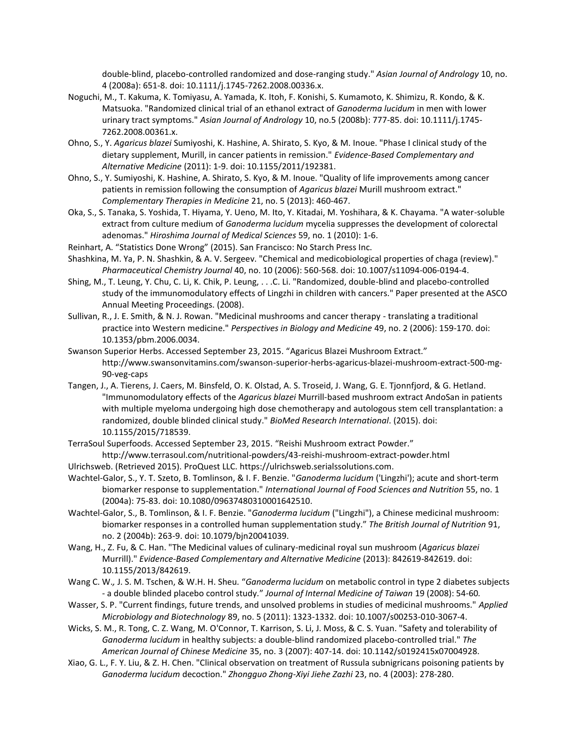double-blind, placebo-controlled randomized and dose-ranging study." *Asian Journal of Andrology* 10, no. 4 (2008a): 651-8. doi: 10.1111/j.1745-7262.2008.00336.x.

Noguchi, M., T. Kakuma, K. Tomiyasu, A. Yamada, K. Itoh, F. Konishi, S. Kumamoto, K. Shimizu, R. Kondo, & K. Matsuoka. "Randomized clinical trial of an ethanol extract of *Ganoderma lucidum* in men with lower urinary tract symptoms." *Asian Journal of Andrology* 10, no.5 (2008b): 777-85. doi: 10.1111/j.1745-7262.2008.00361.x.

Ohno, S., Y. *Agaricus blazei* Sumiyoshi, K. Hashine, A. Shirato, S. Kyo, & M. Inoue. "Phase I clinical study of the dietary supplement, Murill, in cancer patients in remission." *Evidence-Based Complementary and Alternative Medicine* (2011): 1-9. doi: 10.1155/2011/192381.

Ohno, S., Y. Sumiyoshi, K. Hashine, A. Shirato, S. Kyo, & M. Inoue. "Quality of life improvements among cancer patients in remission following the consumption of *Agaricus blazei* Murill mushroom extract." *Complementary Therapies in Medicine* 21, no. 5 (2013): 460-467.

Oka, S., S. Tanaka, S. Yoshida, T. Hiyama, Y. Ueno, M. Ito, Y. Kitadai, M. Yoshihara, & K. Chayama. "A water-soluble extract from culture medium of *Ganoderma lucidum* mycelia suppresses the development of colorectal adenomas." *Hiroshima Journal of Medical Sciences* 59, no. 1 (2010): 1-6.

Reinhart, A. "Statistics Done Wrong" (2015). San Francisco: No Starch Press Inc.

Shashkina, M. Ya, P. N. Shashkin, & A. V. Sergeev. "Chemical and medicobiological properties of chaga (review)." *Pharmaceutical Chemistry Journal* 40, no. 10 (2006): 560-568. doi: 10.1007/s11094-006-0194-4.

Shing, M., T. Leung, Y. Chu, C. Li, K. Chik, P. Leung, . . .C. Li. "Randomized, double-blind and placebo-controlled study of the immunomodulatory effects of Lingzhi in children with cancers." Paper presented at the ASCO Annual Meeting Proceedings. (2008).

Sullivan, R., J. E. Smith, & N. J. Rowan. "Medicinal mushrooms and cancer therapy - translating a traditional practice into Western medicine." *Perspectives in Biology and Medicine* 49, no. 2 (2006): 159-170. doi: 10.1353/pbm.2006.0034.

Swanson Superior Herbs. Accessed September 23, 2015. "Agaricus Blazei Mushroom Extract." http://www.swansonvitamins.com/swanson-superior-herbs-agaricus-blazei-mushroom-extract-500-mg-90-veg-caps

Tangen, J., A. Tierens, J. Caers, M. Binsfeld, O. K. Olstad, A. S. Troseid, J. Wang, G. E. Tjonnfjord, & G. Hetland. "Immunomodulatory effects of the *Agaricus blazei* Murrill-based mushroom extract AndoSan in patients with multiple myeloma undergoing high dose chemotherapy and autologous stem cell transplantation: a randomized, double blinded clinical study." *BioMed Research International*. (2015). doi: 10.1155/2015/718539.

TerraSoul Superfoods. Accessed September 23, 2015. "Reishi Mushroom extract Powder." http://www.terrasoul.com/nutritional-powders/43-reishi-mushroom-extract-powder.html

Ulrichsweb. (Retrieved 2015). ProQuest LLC. https://ulrichsweb.serialssolutions.com.

Wachtel-Galor, S., Y. T. Szeto, B. Tomlinson, & I. F. Benzie. "*Ganoderma lucidum* ('Lingzhi'); acute and short-term biomarker response to supplementation." *International Journal of Food Sciences and Nutrition* 55, no. 1 (2004a): 75-83. doi: 10.1080/09637480310001642510.

Wachtel-Galor, S., B. Tomlinson, & I. F. Benzie. "*Ganoderma lucidum* ("Lingzhi"), a Chinese medicinal mushroom: biomarker responses in a controlled human supplementation study." *The British Journal of Nutrition* 91, no. 2 (2004b): 263-9. doi: 10.1079/bjn20041039.

Wang, H., Z. Fu, & C. Han. "The Medicinal values of culinary-medicinal royal sun mushroom (*Agaricus blazei* Murrill)." *Evidence-Based Complementary and Alternative Medicine* (2013): 842619-842619. doi: 10.1155/2013/842619.

Wang C. W., J. S. M. Tschen, & W.H. H. Sheu. "*Ganoderma lucidum* on metabolic control in type 2 diabetes subjects - a double blinded placebo control study." *Journal of Internal Medicine of Taiwan* 19 (2008): 54-60.

Wasser, S. P. "Current findings, future trends, and unsolved problems in studies of medicinal mushrooms." *Applied Microbiology and Biotechnology* 89, no. 5 (2011): 1323-1332. doi: 10.1007/s00253-010-3067-4.

Wicks, S. M., R. Tong, C. Z. Wang, M. O'Connor, T. Karrison, S. Li, J. Moss, & C. S. Yuan. "Safety and tolerability of *Ganoderma lucidum* in healthy subjects: a double-blind randomized placebo-controlled trial." *The American Journal of Chinese Medicine* 35, no. 3 (2007): 407-14. doi: 10.1142/s0192415x07004928.

Xiao, G. L., F. Y. Liu, & Z. H. Chen. "Clinical observation on treatment of Russula subnigricans poisoning patients by *Ganoderma lucidum* decoction." *Zhongguo Zhong-Xiyi Jiehe Zazhi* 23, no. 4 (2003): 278-280.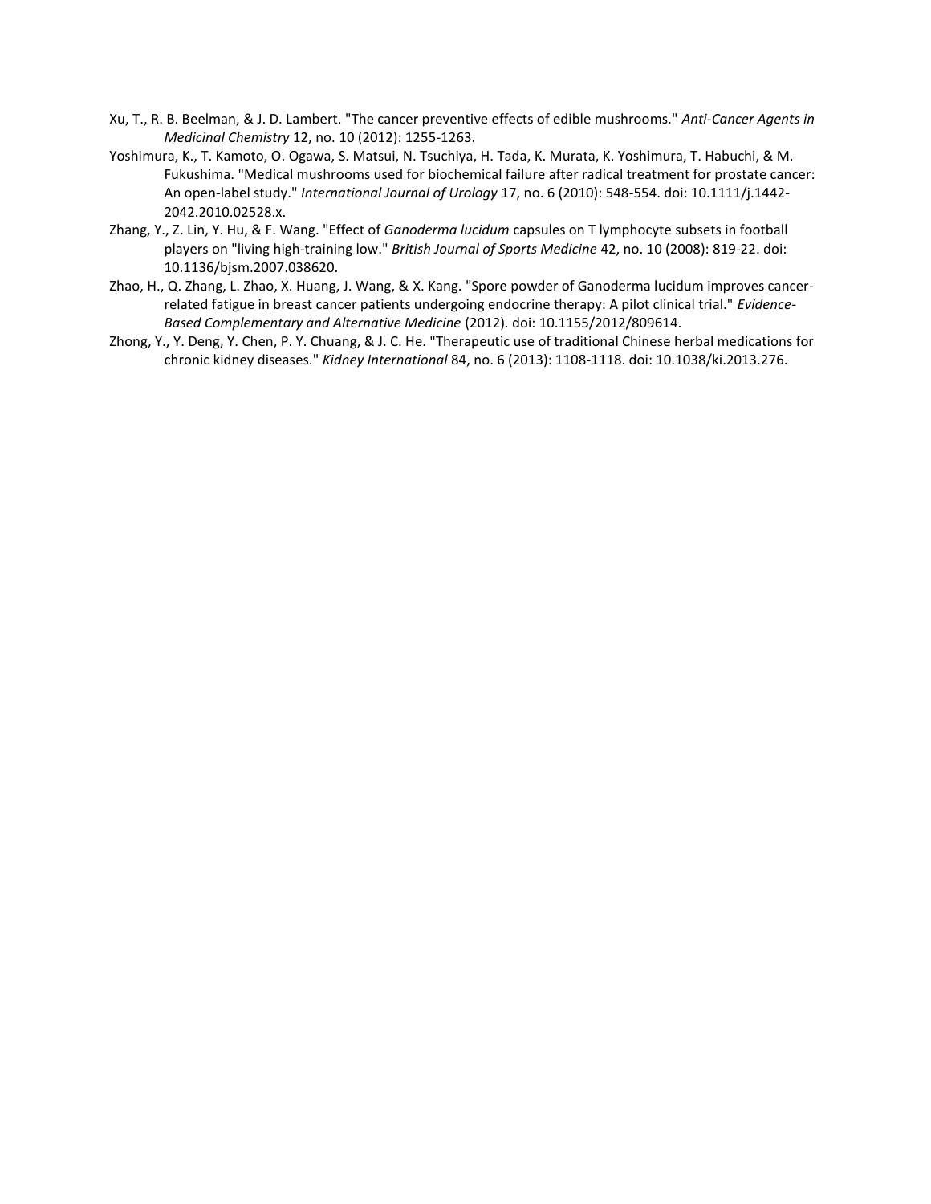Xu, T., R. B. Beelman, & J. D. Lambert. "The cancer preventive effects of edible mushrooms." *Anti-Cancer Agents in Medicinal Chemistry* 12, no. 10 (2012): 1255-1263.

Yoshimura, K., T. Kamoto, O. Ogawa, S. Matsui, N. Tsuchiya, H. Tada, K. Murata, K. Yoshimura, T. Habuchi, & M. Fukushima. "Medical mushrooms used for biochemical failure after radical treatment for prostate cancer: An open-label study." *International Journal of Urology* 17, no. 6 (2010): 548-554. doi: 10.1111/j.1442-2042.2010.02528.x.

Zhang, Y., Z. Lin, Y. Hu, & F. Wang. "Effect of *Ganoderma lucidum* capsules on T lymphocyte subsets in football players on "living high-training low." *British Journal of Sports Medicine* 42, no. 10 (2008): 819-22. doi: 10.1136/bjsm.2007.038620.

Zhao, H., Q. Zhang, L. Zhao, X. Huang, J. Wang, & X. Kang. "Spore powder of Ganoderma lucidum improves cancer-related fatigue in breast cancer patients undergoing endocrine therapy: A pilot clinical trial." *Evidence-Based Complementary and Alternative Medicine* (2012). doi: 10.1155/2012/809614.

Zhong, Y., Y. Deng, Y. Chen, P. Y. Chuang, & J. C. He. "Therapeutic use of traditional Chinese herbal medications for chronic kidney diseases." *Kidney International* 84, no. 6 (2013): 1108-1118. doi: 10.1038/ki.2013.276.